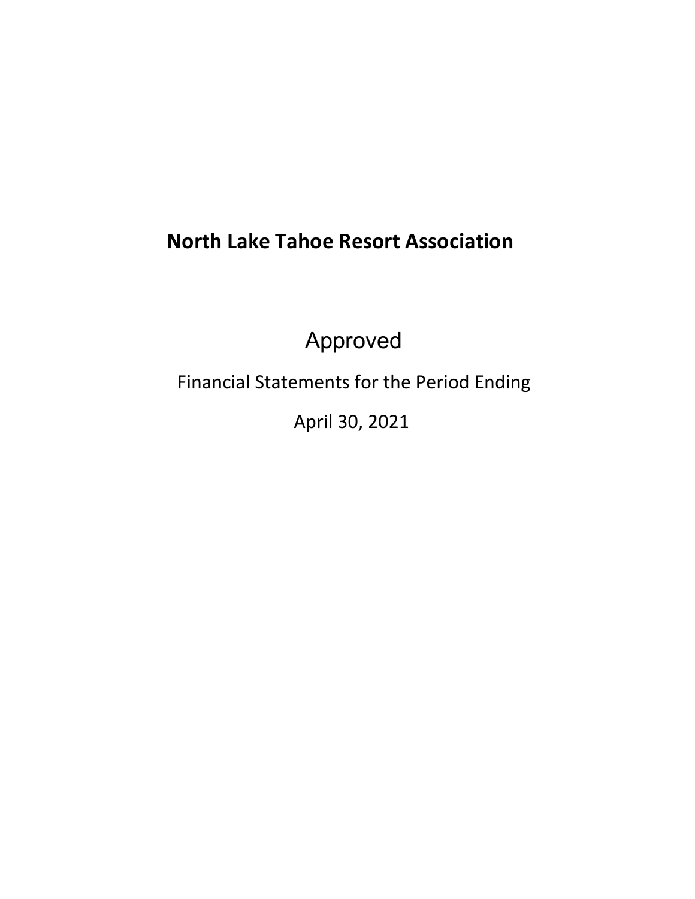# North Lake Tahoe Resort Association

Approved

Financial Statements for the Period Ending

April 30, 2021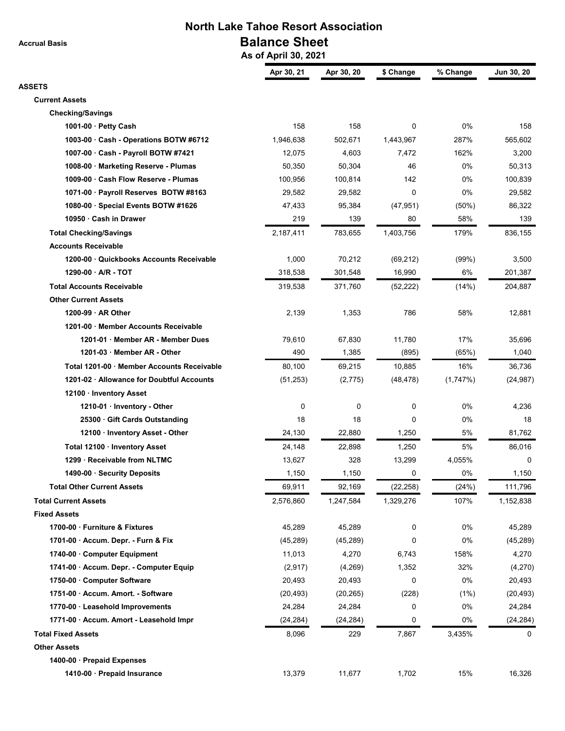# North Lake Tahoe Resort Association

## Balance Sheet

**As of April 30, 2021**

Accrual Basis

| | Apr 30, 21 | Apr 30, 20 | $ Change | % Change | Jun 30, 20 |
|---|---|---|---|---|---|
| **ASSETS** | | | | | |
| **Current Assets** | | | | | |
| **Checking/Savings** | | | | | |
| 1001-00 · Petty Cash | 158 | 158 | 0 | 0% | 158 |
| 1003-00 · Cash - Operations BOTW #6712 | 1,946,638 | 502,671 | 1,443,967 | 287% | 565,602 |
| 1007-00 · Cash - Payroll BOTW #7421 | 12,075 | 4,603 | 7,472 | 162% | 3,200 |
| 1008-00 · Marketing Reserve - Plumas | 50,350 | 50,304 | 46 | 0% | 50,313 |
| 1009-00 · Cash Flow Reserve - Plumas | 100,956 | 100,814 | 142 | 0% | 100,839 |
| 1071-00 · Payroll Reserves BOTW #8163 | 29,582 | 29,582 | 0 | 0% | 29,582 |
| 1080-00 · Special Events BOTW #1626 | 47,433 | 95,384 | (47,951) | (50%) | 86,322 |
| 10950 · Cash in Drawer | 219 | 139 | 80 | 58% | 139 |
| **Total Checking/Savings** | 2,187,411 | 783,655 | 1,403,756 | 179% | 836,155 |
| **Accounts Receivable** | | | | | |
| 1200-00 · Quickbooks Accounts Receivable | 1,000 | 70,212 | (69,212) | (99%) | 3,500 |
| 1290-00 · A/R - TOT | 318,538 | 301,548 | 16,990 | 6% | 201,387 |
| **Total Accounts Receivable** | 319,538 | 371,760 | (52,222) | (14%) | 204,887 |
| **Other Current Assets** | | | | | |
| 1200-99 · AR Other | 2,139 | 1,353 | 786 | 58% | 12,881 |
| 1201-00 · Member Accounts Receivable | | | | | |
| 1201-01 · Member AR - Member Dues | 79,610 | 67,830 | 11,780 | 17% | 35,696 |
| 1201-03 · Member AR - Other | 490 | 1,385 | (895) | (65%) | 1,040 |
| Total 1201-00 · Member Accounts Receivable | 80,100 | 69,215 | 10,885 | 16% | 36,736 |
| 1201-02 · Allowance for Doubtful Accounts | (51,253) | (2,775) | (48,478) | (1,747%) | (24,987) |
| 12100 · Inventory Asset | | | | | |
| 1210-01 · Inventory - Other | 0 | 0 | 0 | 0% | 4,236 |
| 25300 · Gift Cards Outstanding | 18 | 18 | 0 | 0% | 18 |
| 12100 · Inventory Asset - Other | 24,130 | 22,880 | 1,250 | 5% | 81,762 |
| Total 12100 · Inventory Asset | 24,148 | 22,898 | 1,250 | 5% | 86,016 |
| 1299 · Receivable from NLTMC | 13,627 | 328 | 13,299 | 4,055% | 0 |
| 1490-00 · Security Deposits | 1,150 | 1,150 | 0 | 0% | 1,150 |
| **Total Other Current Assets** | 69,911 | 92,169 | (22,258) | (24%) | 111,796 |
| **Total Current Assets** | 2,576,860 | 1,247,584 | 1,329,276 | 107% | 1,152,838 |
| **Fixed Assets** | | | | | |
| 1700-00 · Furniture & Fixtures | 45,289 | 45,289 | 0 | 0% | 45,289 |
| 1701-00 · Accum. Depr. - Furn & Fix | (45,289) | (45,289) | 0 | 0% | (45,289) |
| 1740-00 · Computer Equipment | 11,013 | 4,270 | 6,743 | 158% | 4,270 |
| 1741-00 · Accum. Depr. - Computer Equip | (2,917) | (4,269) | 1,352 | 32% | (4,270) |
| 1750-00 · Computer Software | 20,493 | 20,493 | 0 | 0% | 20,493 |
| 1751-00 · Accum. Amort. - Software | (20,493) | (20,265) | (228) | (1%) | (20,493) |
| 1770-00 · Leasehold Improvements | 24,284 | 24,284 | 0 | 0% | 24,284 |
| 1771-00 · Accum. Amort - Leasehold Impr | (24,284) | (24,284) | 0 | 0% | (24,284) |
| **Total Fixed Assets** | 8,096 | 229 | 7,867 | 3,435% | 0 |
| **Other Assets** | | | | | |
| 1400-00 · Prepaid Expenses | | | | | |
| 1410-00 · Prepaid Insurance | 13,379 | 11,677 | 1,702 | 15% | 16,326 |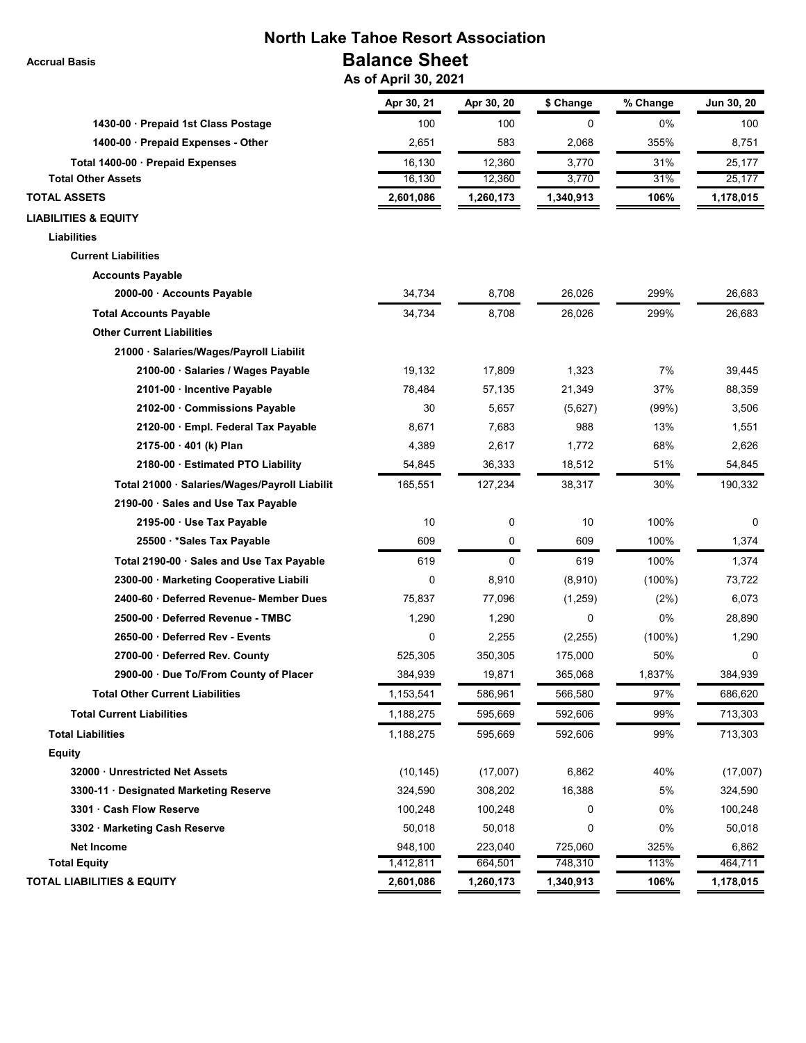# North Lake Tahoe Resort Association

## Balance Sheet

### As of April 30, 2021

Accrual Basis

| | Apr 30, 21 | Apr 30, 20 | $ Change | % Change | Jun 30, 20 |
|---|---|---|---|---|---|
| 1430-00 · Prepaid 1st Class Postage | 100 | 100 | 0 | 0% | 100 |
| 1400-00 · Prepaid Expenses - Other | 2,651 | 583 | 2,068 | 355% | 8,751 |
| **Total 1400-00 · Prepaid Expenses** | 16,130 | 12,360 | 3,770 | 31% | 25,177 |
| **Total Other Assets** | 16,130 | 12,360 | 3,770 | 31% | 25,177 |
| **TOTAL ASSETS** | 2,601,086 | 1,260,173 | 1,340,913 | 106% | 1,178,015 |
| **LIABILITIES & EQUITY** | | | | | |
| **Liabilities** | | | | | |
| **Current Liabilities** | | | | | |
| **Accounts Payable** | | | | | |
| 2000-00 · Accounts Payable | 34,734 | 8,708 | 26,026 | 299% | 26,683 |
| **Total Accounts Payable** | 34,734 | 8,708 | 26,026 | 299% | 26,683 |
| **Other Current Liabilities** | | | | | |
| 21000 · Salaries/Wages/Payroll Liabilit | | | | | |
| 2100-00 · Salaries / Wages Payable | 19,132 | 17,809 | 1,323 | 7% | 39,445 |
| 2101-00 · Incentive Payable | 78,484 | 57,135 | 21,349 | 37% | 88,359 |
| 2102-00 · Commissions Payable | 30 | 5,657 | (5,627) | (99%) | 3,506 |
| 2120-00 · Empl. Federal Tax Payable | 8,671 | 7,683 | 988 | 13% | 1,551 |
| 2175-00 · 401 (k) Plan | 4,389 | 2,617 | 1,772 | 68% | 2,626 |
| 2180-00 · Estimated PTO Liability | 54,845 | 36,333 | 18,512 | 51% | 54,845 |
| Total 21000 · Salaries/Wages/Payroll Liabilit | 165,551 | 127,234 | 38,317 | 30% | 190,332 |
| 2190-00 · Sales and Use Tax Payable | | | | | |
| 2195-00 · Use Tax Payable | 10 | 0 | 10 | 100% | 0 |
| 25500 · *Sales Tax Payable | 609 | 0 | 609 | 100% | 1,374 |
| Total 2190-00 · Sales and Use Tax Payable | 619 | 0 | 619 | 100% | 1,374 |
| 2300-00 · Marketing Cooperative Liabili | 0 | 8,910 | (8,910) | (100%) | 73,722 |
| 2400-60 · Deferred Revenue- Member Dues | 75,837 | 77,096 | (1,259) | (2%) | 6,073 |
| 2500-00 · Deferred Revenue - TMBC | 1,290 | 1,290 | 0 | 0% | 28,890 |
| 2650-00 · Deferred Rev - Events | 0 | 2,255 | (2,255) | (100%) | 1,290 |
| 2700-00 · Deferred Rev. County | 525,305 | 350,305 | 175,000 | 50% | 0 |
| 2900-00 · Due To/From County of Placer | 384,939 | 19,871 | 365,068 | 1,837% | 384,939 |
| **Total Other Current Liabilities** | 1,153,541 | 586,961 | 566,580 | 97% | 686,620 |
| **Total Current Liabilities** | 1,188,275 | 595,669 | 592,606 | 99% | 713,303 |
| **Total Liabilities** | 1,188,275 | 595,669 | 592,606 | 99% | 713,303 |
| **Equity** | | | | | |
| 32000 · Unrestricted Net Assets | (10,145) | (17,007) | 6,862 | 40% | (17,007) |
| 3300-11 · Designated Marketing Reserve | 324,590 | 308,202 | 16,388 | 5% | 324,590 |
| 3301 · Cash Flow Reserve | 100,248 | 100,248 | 0 | 0% | 100,248 |
| 3302 · Marketing Cash Reserve | 50,018 | 50,018 | 0 | 0% | 50,018 |
| Net Income | 948,100 | 223,040 | 725,060 | 325% | 6,862 |
| **Total Equity** | 1,412,811 | 664,501 | 748,310 | 113% | 464,711 |
| **TOTAL LIABILITIES & EQUITY** | 2,601,086 | 1,260,173 | 1,340,913 | 106% | 1,178,015 |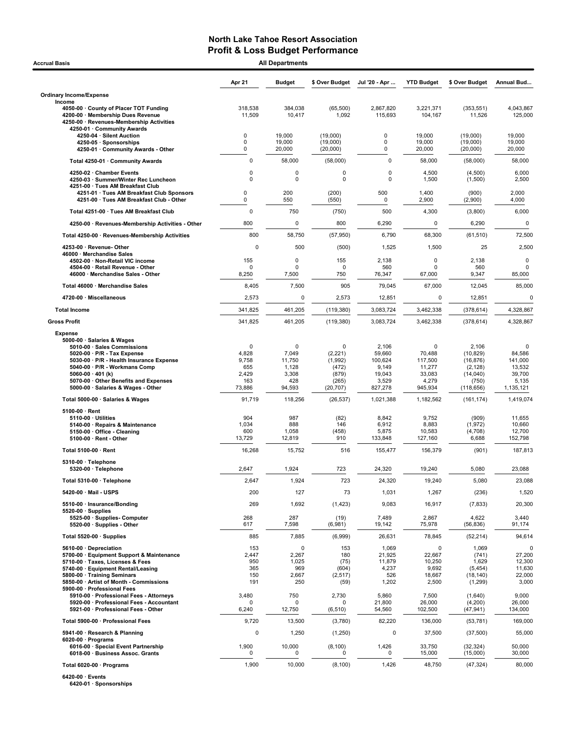# North Lake Tahoe Resort Association
## Profit & Loss Budget Performance

**Accrual Basis** — **All Departments**

| | Apr 21 | Budget | $ Over Budget | Jul '20 - Apr ... | YTD Budget | $ Over Budget | Annual Bud... |
|---|---|---|---|---|---|---|---|
| **Ordinary Income/Expense** | | | | | | | |
| **Income** | | | | | | | |
| 4050-00 · County of Placer TOT Funding | 318,538 | 384,038 | (65,500) | 2,867,820 | 3,221,371 | (353,551) | 4,043,867 |
| 4200-00 · Membership Dues Revenue | 11,509 | 10,417 | 1,092 | 115,693 | 104,167 | 11,526 | 125,000 |
| 4250-00 · Revenues-Membership Activities | | | | | | | |
| 4250-01 · Community Awards | | | | | | | |
| 4250-04 · Silent Auction | 0 | 19,000 | (19,000) | 0 | 19,000 | (19,000) | 19,000 |
| 4250-05 · Sponsorships | 0 | 19,000 | (19,000) | 0 | 19,000 | (19,000) | 19,000 |
| 4250-01 · Community Awards - Other | 0 | 20,000 | (20,000) | 0 | 20,000 | (20,000) | 20,000 |
| Total 4250-01 · Community Awards | 0 | 58,000 | (58,000) | 0 | 58,000 | (58,000) | 58,000 |
| 4250-02 · Chamber Events | 0 | 0 | 0 | 0 | 4,500 | (4,500) | 6,000 |
| 4250-03 · Summer/Winter Rec Luncheon | 0 | 0 | 0 | 0 | 1,500 | (1,500) | 2,500 |
| 4251-00 · Tues AM Breakfast Club | | | | | | | |
| 4251-01 · Tues AM Breakfast Club Sponsors | 0 | 200 | (200) | 500 | 1,400 | (900) | 2,000 |
| 4251-00 · Tues AM Breakfast Club - Other | 0 | 550 | (550) | 0 | 2,900 | (2,900) | 4,000 |
| Total 4251-00 · Tues AM Breakfast Club | 0 | 750 | (750) | 500 | 4,300 | (3,800) | 6,000 |
| 4250-00 · Revenues-Membership Activities - Other | 800 | 0 | 800 | 6,290 | 0 | 6,290 | 0 |
| Total 4250-00 · Revenues-Membership Activities | 800 | 58,750 | (57,950) | 6,790 | 68,300 | (61,510) | 72,500 |
| 4253-00 · Revenue- Other | 0 | 500 | (500) | 1,525 | 1,500 | 25 | 2,500 |
| 46000 · Merchandise Sales | | | | | | | |
| 4502-00 · Non-Retail VIC income | 155 | 0 | 155 | 2,138 | 0 | 2,138 | 0 |
| 4504-00 · Retail Revenue - Other | 0 | 0 | 0 | 560 | 0 | 560 | 0 |
| 46000 · Merchandise Sales - Other | 8,250 | 7,500 | 750 | 76,347 | 67,000 | 9,347 | 85,000 |
| Total 46000 · Merchandise Sales | 8,405 | 7,500 | 905 | 79,045 | 67,000 | 12,045 | 85,000 |
| 4720-00 · Miscellaneous | 2,573 | 0 | 2,573 | 12,851 | 0 | 12,851 | 0 |
| **Total Income** | 341,825 | 461,205 | (119,380) | 3,083,724 | 3,462,338 | (378,614) | 4,328,867 |
| **Gross Profit** | 341,825 | 461,205 | (119,380) | 3,083,724 | 3,462,338 | (378,614) | 4,328,867 |
| **Expense** | | | | | | | |
| 5000-00 · Salaries & Wages | | | | | | | |
| 5010-00 · Sales Commissions | 0 | 0 | 0 | 2,106 | 0 | 2,106 | 0 |
| 5020-00 · P/R - Tax Expense | 4,828 | 7,049 | (2,221) | 59,660 | 70,488 | (10,829) | 84,586 |
| 5030-00 · P/R - Health Insurance Expense | 9,758 | 11,750 | (1,992) | 100,624 | 117,500 | (16,876) | 141,000 |
| 5040-00 · P/R - Workmans Comp | 655 | 1,128 | (472) | 9,149 | 11,277 | (2,128) | 13,532 |
| 5060-00 · 401 (k) | 2,429 | 3,308 | (879) | 19,043 | 33,083 | (14,040) | 39,700 |
| 5070-00 · Other Benefits and Expenses | 163 | 428 | (265) | 3,529 | 4,279 | (750) | 5,135 |
| 5000-00 · Salaries & Wages - Other | 73,886 | 94,593 | (20,707) | 827,278 | 945,934 | (118,656) | 1,135,121 |
| Total 5000-00 · Salaries & Wages | 91,719 | 118,256 | (26,537) | 1,021,388 | 1,182,562 | (161,174) | 1,419,074 |
| 5100-00 · Rent | | | | | | | |
| 5110-00 · Utilities | 904 | 987 | (82) | 8,842 | 9,752 | (909) | 11,655 |
| 5140-00 · Repairs & Maintenance | 1,034 | 888 | 146 | 6,912 | 8,883 | (1,972) | 10,660 |
| 5150-00 · Office - Cleaning | 600 | 1,058 | (458) | 5,875 | 10,583 | (4,708) | 12,700 |
| 5100-00 · Rent - Other | 13,729 | 12,819 | 910 | 133,848 | 127,160 | 6,688 | 152,798 |
| Total 5100-00 · Rent | 16,268 | 15,752 | 516 | 155,477 | 156,379 | (901) | 187,813 |
| 5310-00 · Telephone | | | | | | | |
| 5320-00 · Telephone | 2,647 | 1,924 | 723 | 24,320 | 19,240 | 5,080 | 23,088 |
| Total 5310-00 · Telephone | 2,647 | 1,924 | 723 | 24,320 | 19,240 | 5,080 | 23,088 |
| 5420-00 · Mail - USPS | 200 | 127 | 73 | 1,031 | 1,267 | (236) | 1,520 |
| 5510-00 · Insurance/Bonding | 269 | 1,692 | (1,423) | 9,083 | 16,917 | (7,833) | 20,300 |
| 5520-00 · Supplies | | | | | | | |
| 5525-00 · Supplies- Computer | 268 | 287 | (19) | 7,489 | 2,867 | 4,622 | 3,440 |
| 5520-00 · Supplies - Other | 617 | 7,598 | (6,981) | 19,142 | 75,978 | (56,836) | 91,174 |
| Total 5520-00 · Supplies | 885 | 7,885 | (6,999) | 26,631 | 78,845 | (52,214) | 94,614 |
| 5610-00 · Depreciation | 153 | 0 | 153 | 1,069 | 0 | 1,069 | 0 |
| 5700-00 · Equipment Support & Maintenance | 2,447 | 2,267 | 180 | 21,925 | 22,667 | (741) | 27,200 |
| 5710-00 · Taxes, Licenses & Fees | 950 | 1,025 | (75) | 11,879 | 10,250 | 1,629 | 12,300 |
| 5740-00 · Equipment Rental/Leasing | 365 | 969 | (604) | 4,237 | 9,692 | (5,454) | 11,630 |
| 5800-00 · Training Seminars | 150 | 2,667 | (2,517) | 526 | 18,667 | (18,140) | 22,000 |
| 5850-00 · Artist of Month - Commissions | 191 | 250 | (59) | 1,202 | 2,500 | (1,299) | 3,000 |
| 5900-00 · Professional Fees | | | | | | | |
| 5910-00 · Professional Fees - Attorneys | 3,480 | 750 | 2,730 | 5,860 | 7,500 | (1,640) | 9,000 |
| 5920-00 · Professional Fees - Accountant | 0 | 0 | 0 | 21,800 | 26,000 | (4,200) | 26,000 |
| 5921-00 · Professional Fees - Other | 6,240 | 12,750 | (6,510) | 54,560 | 102,500 | (47,941) | 134,000 |
| Total 5900-00 · Professional Fees | 9,720 | 13,500 | (3,780) | 82,220 | 136,000 | (53,781) | 169,000 |
| 5941-00 · Research & Planning | 0 | 1,250 | (1,250) | 0 | 37,500 | (37,500) | 55,000 |
| 6020-00 · Programs | | | | | | | |
| 6016-00 · Special Event Partnership | 1,900 | 10,000 | (8,100) | 1,426 | 33,750 | (32,324) | 50,000 |
| 6018-00 · Business Assoc. Grants | 0 | 0 | 0 | 0 | 15,000 | (15,000) | 30,000 |
| Total 6020-00 · Programs | 1,900 | 10,000 | (8,100) | 1,426 | 48,750 | (47,324) | 80,000 |
| 6420-00 · Events | | | | | | | |
| 6420-01 · Sponsorships | | | | | | | |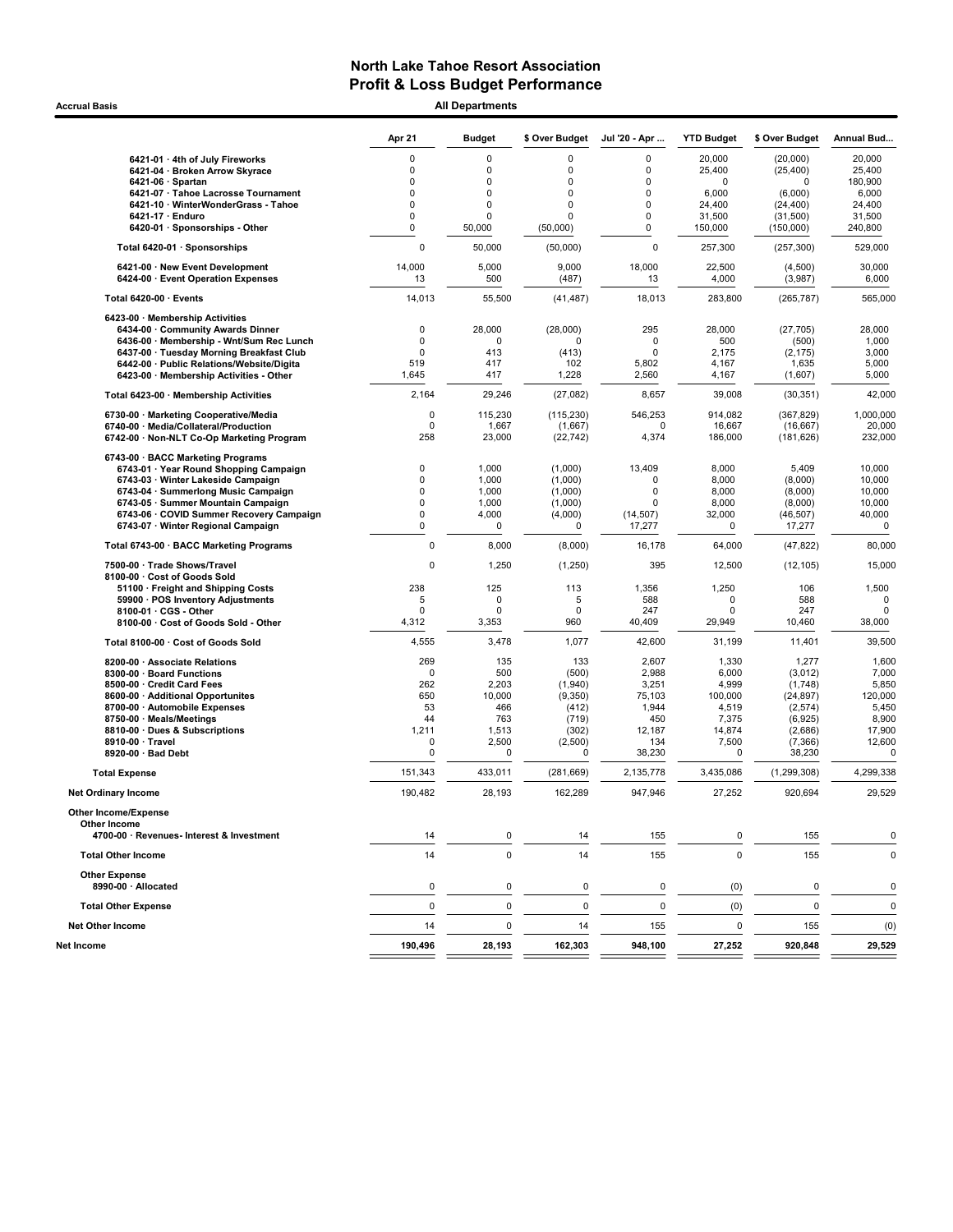# North Lake Tahoe Resort Association
## Profit & Loss Budget Performance

**Accrual Basis** — **All Departments**

| | Apr 21 | Budget | $ Over Budget | Jul '20 - Apr ... | YTD Budget | $ Over Budget | Annual Bud... |
|---|---|---|---|---|---|---|---|
| 6421-01 · 4th of July Fireworks | 0 | 0 | 0 | 0 | 20,000 | (20,000) | 20,000 |
| 6421-04 · Broken Arrow Skyrace | 0 | 0 | 0 | 0 | 25,400 | (25,400) | 25,400 |
| 6421-06 · Spartan | 0 | 0 | 0 | 0 | 0 | 0 | 180,900 |
| 6421-07 · Tahoe Lacrosse Tournament | 0 | 0 | 0 | 0 | 6,000 | (6,000) | 6,000 |
| 6421-10 · WinterWonderGrass - Tahoe | 0 | 0 | 0 | 0 | 24,400 | (24,400) | 24,400 |
| 6421-17 · Enduro | 0 | 0 | 0 | 0 | 31,500 | (31,500) | 31,500 |
| 6420-01 · Sponsorships - Other | 0 | 50,000 | (50,000) | 0 | 150,000 | (150,000) | 240,800 |
| **Total 6420-01 · Sponsorships** | 0 | 50,000 | (50,000) | 0 | 257,300 | (257,300) | 529,000 |
| 6421-00 · New Event Development | 14,000 | 5,000 | 9,000 | 18,000 | 22,500 | (4,500) | 30,000 |
| 6424-00 · Event Operation Expenses | 13 | 500 | (487) | 13 | 4,000 | (3,987) | 6,000 |
| **Total 6420-00 · Events** | 14,013 | 55,500 | (41,487) | 18,013 | 283,800 | (265,787) | 565,000 |
| **6423-00 · Membership Activities** | | | | | | | |
| 6434-00 · Community Awards Dinner | 0 | 28,000 | (28,000) | 295 | 28,000 | (27,705) | 28,000 |
| 6436-00 · Membership - Wnt/Sum Rec Lunch | 0 | 0 | 0 | 0 | 500 | (500) | 1,000 |
| 6437-00 · Tuesday Morning Breakfast Club | 0 | 413 | (413) | 0 | 2,175 | (2,175) | 3,000 |
| 6442-00 · Public Relations/Website/Digita | 519 | 417 | 102 | 5,802 | 4,167 | 1,635 | 5,000 |
| 6423-00 · Membership Activities - Other | 1,645 | 417 | 1,228 | 2,560 | 4,167 | (1,607) | 5,000 |
| **Total 6423-00 · Membership Activities** | 2,164 | 29,246 | (27,082) | 8,657 | 39,008 | (30,351) | 42,000 |
| 6730-00 · Marketing Cooperative/Media | 0 | 115,230 | (115,230) | 546,253 | 914,082 | (367,829) | 1,000,000 |
| 6740-00 · Media/Collateral/Production | 0 | 1,667 | (1,667) | 0 | 16,667 | (16,667) | 20,000 |
| 6742-00 · Non-NLT Co-Op Marketing Program | 258 | 23,000 | (22,742) | 4,374 | 186,000 | (181,626) | 232,000 |
| **6743-00 · BACC Marketing Programs** | | | | | | | |
| 6743-01 · Year Round Shopping Campaign | 0 | 1,000 | (1,000) | 13,409 | 8,000 | 5,409 | 10,000 |
| 6743-03 · Winter Lakeside Campaign | 0 | 1,000 | (1,000) | 0 | 8,000 | (8,000) | 10,000 |
| 6743-04 · Summerlong Music Campaign | 0 | 1,000 | (1,000) | 0 | 8,000 | (8,000) | 10,000 |
| 6743-05 · Summer Mountain Campaign | 0 | 1,000 | (1,000) | 0 | 8,000 | (8,000) | 10,000 |
| 6743-06 · COVID Summer Recovery Campaign | 0 | 4,000 | (4,000) | (14,507) | 32,000 | (46,507) | 40,000 |
| 6743-07 · Winter Regional Campaign | 0 | 0 | 0 | 17,277 | 0 | 17,277 | 0 |
| **Total 6743-00 · BACC Marketing Programs** | 0 | 8,000 | (8,000) | 16,178 | 64,000 | (47,822) | 80,000 |
| 7500-00 · Trade Shows/Travel | 0 | 1,250 | (1,250) | 395 | 12,500 | (12,105) | 15,000 |
| **8100-00 · Cost of Goods Sold** | | | | | | | |
| 51100 · Freight and Shipping Costs | 238 | 125 | 113 | 1,356 | 1,250 | 106 | 1,500 |
| 59900 · POS Inventory Adjustments | 5 | 0 | 5 | 588 | 0 | 588 | 0 |
| 8100-01 · CGS - Other | 0 | 0 | 0 | 247 | 0 | 247 | 0 |
| 8100-00 · Cost of Goods Sold - Other | 4,312 | 3,353 | 960 | 40,409 | 29,949 | 10,460 | 38,000 |
| **Total 8100-00 · Cost of Goods Sold** | 4,555 | 3,478 | 1,077 | 42,600 | 31,199 | 11,401 | 39,500 |
| 8200-00 · Associate Relations | 269 | 135 | 133 | 2,607 | 1,330 | 1,277 | 1,600 |
| 8300-00 · Board Functions | 0 | 500 | (500) | 2,988 | 6,000 | (3,012) | 7,000 |
| 8500-00 · Credit Card Fees | 262 | 2,203 | (1,940) | 3,251 | 4,999 | (1,748) | 5,850 |
| 8600-00 · Additional Opportunites | 650 | 10,000 | (9,350) | 75,103 | 100,000 | (24,897) | 120,000 |
| 8700-00 · Automobile Expenses | 53 | 466 | (412) | 1,944 | 4,519 | (2,574) | 5,450 |
| 8750-00 · Meals/Meetings | 44 | 763 | (719) | 450 | 7,375 | (6,925) | 8,900 |
| 8810-00 · Dues & Subscriptions | 1,211 | 1,513 | (302) | 12,187 | 14,874 | (2,686) | 17,900 |
| 8910-00 · Travel | 0 | 2,500 | (2,500) | 134 | 7,500 | (7,366) | 12,600 |
| 8920-00 · Bad Debt | 0 | 0 | 0 | 38,230 | 0 | 38,230 | 0 |
| **Total Expense** | 151,343 | 433,011 | (281,669) | 2,135,778 | 3,435,086 | (1,299,308) | 4,299,338 |
| **Net Ordinary Income** | 190,482 | 28,193 | 162,289 | 947,946 | 27,252 | 920,694 | 29,529 |
| **Other Income/Expense** | | | | | | | |
| **Other Income** | | | | | | | |
| 4700-00 · Revenues- Interest & Investment | 14 | 0 | 14 | 155 | 0 | 155 | 0 |
| **Total Other Income** | 14 | 0 | 14 | 155 | 0 | 155 | 0 |
| **Other Expense** | | | | | | | |
| 8990-00 · Allocated | 0 | 0 | 0 | 0 | (0) | 0 | 0 |
| **Total Other Expense** | 0 | 0 | 0 | 0 | (0) | 0 | 0 |
| **Net Other Income** | 14 | 0 | 14 | 155 | 0 | 155 | (0) |
| **Net Income** | 190,496 | 28,193 | 162,303 | 948,100 | 27,252 | 920,848 | 29,529 |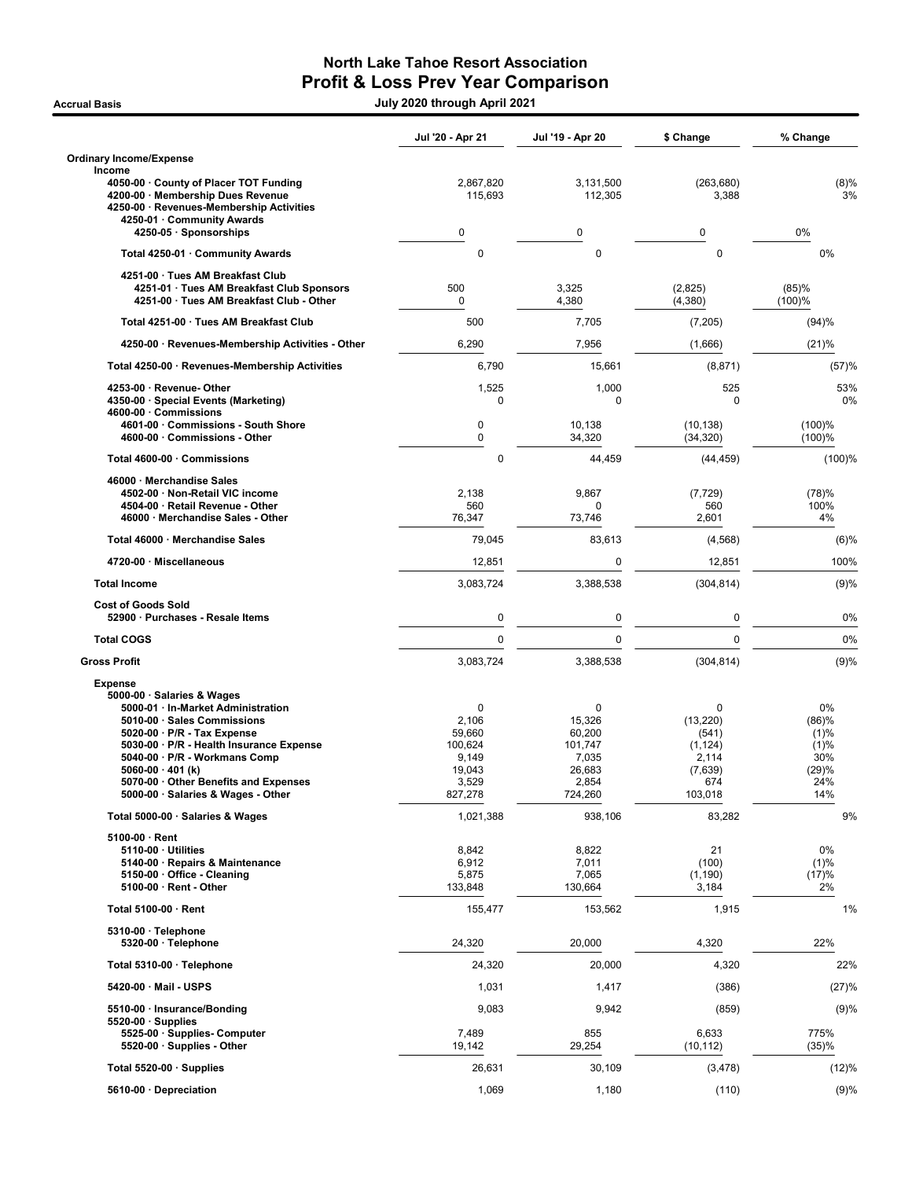# North Lake Tahoe Resort Association
## Profit & Loss Prev Year Comparison

**Accrual Basis** — **July 2020 through April 2021**

| | Jul '20 - Apr 21 | Jul '19 - Apr 20 | $ Change | % Change |
|---|---|---|---|---|
| **Ordinary Income/Expense** | | | | |
| **Income** | | | | |
| 4050-00 · County of Placer TOT Funding | 2,867,820 | 3,131,500 | (263,680) | (8)% |
| 4200-00 · Membership Dues Revenue | 115,693 | 112,305 | 3,388 | 3% |
| 4250-00 · Revenues-Membership Activities | | | | |
| 4250-01 · Community Awards | | | | |
| 4250-05 · Sponsorships | 0 | 0 | 0 | 0% |
| Total 4250-01 · Community Awards | 0 | 0 | 0 | 0% |
| 4251-00 · Tues AM Breakfast Club | | | | |
| 4251-01 · Tues AM Breakfast Club Sponsors | 500 | 3,325 | (2,825) | (85)% |
| 4251-00 · Tues AM Breakfast Club - Other | 0 | 4,380 | (4,380) | (100)% |
| Total 4251-00 · Tues AM Breakfast Club | 500 | 7,705 | (7,205) | (94)% |
| 4250-00 · Revenues-Membership Activities - Other | 6,290 | 7,956 | (1,666) | (21)% |
| Total 4250-00 · Revenues-Membership Activities | 6,790 | 15,661 | (8,871) | (57)% |
| 4253-00 · Revenue- Other | 1,525 | 1,000 | 525 | 53% |
| 4350-00 · Special Events (Marketing) | 0 | 0 | 0 | 0% |
| 4600-00 · Commissions | | | | |
| 4601-00 · Commissions - South Shore | 0 | 10,138 | (10,138) | (100)% |
| 4600-00 · Commissions - Other | 0 | 34,320 | (34,320) | (100)% |
| Total 4600-00 · Commissions | 0 | 44,459 | (44,459) | (100)% |
| 46000 · Merchandise Sales | | | | |
| 4502-00 · Non-Retail VIC income | 2,138 | 9,867 | (7,729) | (78)% |
| 4504-00 · Retail Revenue - Other | 560 | 0 | 560 | 100% |
| 46000 · Merchandise Sales - Other | 76,347 | 73,746 | 2,601 | 4% |
| Total 46000 · Merchandise Sales | 79,045 | 83,613 | (4,568) | (6)% |
| 4720-00 · Miscellaneous | 12,851 | 0 | 12,851 | 100% |
| **Total Income** | 3,083,724 | 3,388,538 | (304,814) | (9)% |
| **Cost of Goods Sold** | | | | |
| 52900 · Purchases - Resale Items | 0 | 0 | 0 | 0% |
| **Total COGS** | 0 | 0 | 0 | 0% |
| **Gross Profit** | 3,083,724 | 3,388,538 | (304,814) | (9)% |
| **Expense** | | | | |
| 5000-00 · Salaries & Wages | | | | |
| 5000-01 · In-Market Administration | 0 | 0 | 0 | 0% |
| 5010-00 · Sales Commissions | 2,106 | 15,326 | (13,220) | (86)% |
| 5020-00 · P/R - Tax Expense | 59,660 | 60,200 | (541) | (1)% |
| 5030-00 · P/R - Health Insurance Expense | 100,624 | 101,747 | (1,124) | (1)% |
| 5040-00 · P/R - Workmans Comp | 9,149 | 7,035 | 2,114 | 30% |
| 5060-00 · 401 (k) | 19,043 | 26,683 | (7,639) | (29)% |
| 5070-00 · Other Benefits and Expenses | 3,529 | 2,854 | 674 | 24% |
| 5000-00 · Salaries & Wages - Other | 827,278 | 724,260 | 103,018 | 14% |
| Total 5000-00 · Salaries & Wages | 1,021,388 | 938,106 | 83,282 | 9% |
| 5100-00 · Rent | | | | |
| 5110-00 · Utilities | 8,842 | 8,822 | 21 | 0% |
| 5140-00 · Repairs & Maintenance | 6,912 | 7,011 | (100) | (1)% |
| 5150-00 · Office - Cleaning | 5,875 | 7,065 | (1,190) | (17)% |
| 5100-00 · Rent - Other | 133,848 | 130,664 | 3,184 | 2% |
| Total 5100-00 · Rent | 155,477 | 153,562 | 1,915 | 1% |
| 5310-00 · Telephone | | | | |
| 5320-00 · Telephone | 24,320 | 20,000 | 4,320 | 22% |
| Total 5310-00 · Telephone | 24,320 | 20,000 | 4,320 | 22% |
| 5420-00 · Mail - USPS | 1,031 | 1,417 | (386) | (27)% |
| 5510-00 · Insurance/Bonding | 9,083 | 9,942 | (859) | (9)% |
| 5520-00 · Supplies | | | | |
| 5525-00 · Supplies- Computer | 7,489 | 855 | 6,633 | 775% |
| 5520-00 · Supplies - Other | 19,142 | 29,254 | (10,112) | (35)% |
| Total 5520-00 · Supplies | 26,631 | 30,109 | (3,478) | (12)% |
| 5610-00 · Depreciation | 1,069 | 1,180 | (110) | (9)% |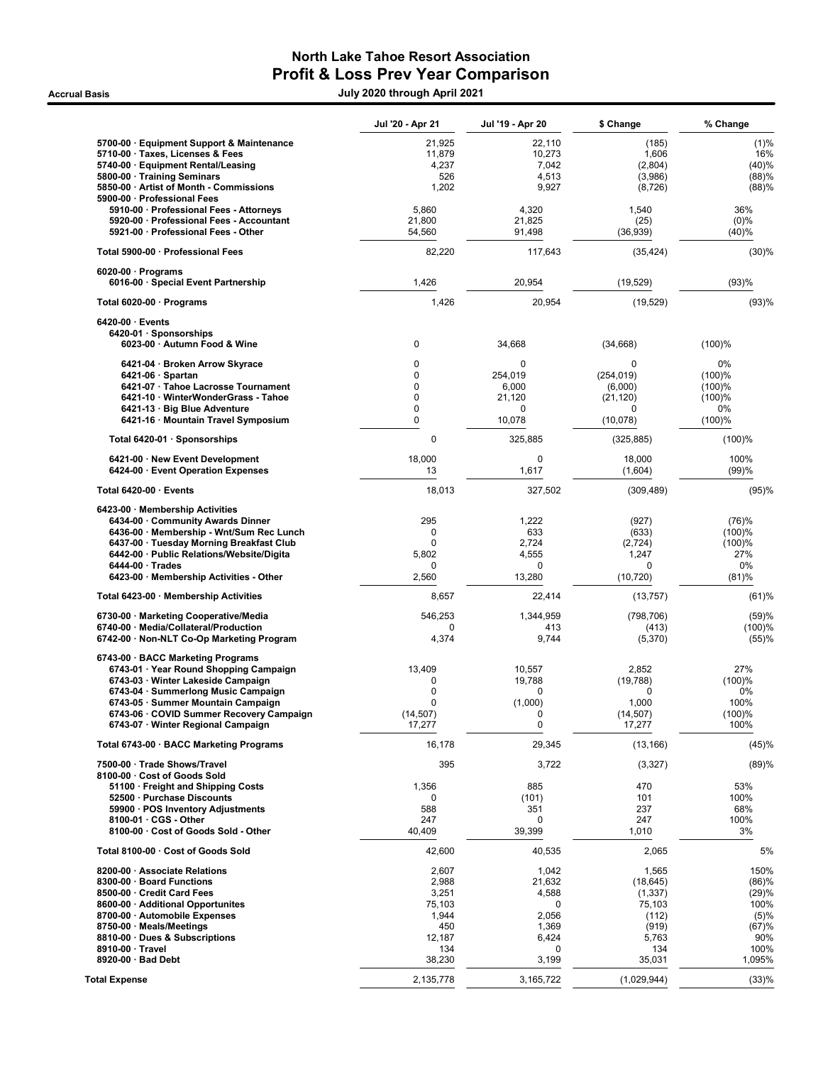# North Lake Tahoe Resort Association
## Profit & Loss Prev Year Comparison

**Accrual Basis** — July 2020 through April 2021

| | Jul '20 - Apr 21 | Jul '19 - Apr 20 | $ Change | % Change |
|---|---|---|---|---|
| 5700-00 · Equipment Support & Maintenance | 21,925 | 22,110 | (185) | (1)% |
| 5710-00 · Taxes, Licenses & Fees | 11,879 | 10,273 | 1,606 | 16% |
| 5740-00 · Equipment Rental/Leasing | 4,237 | 7,042 | (2,804) | (40)% |
| 5800-00 · Training Seminars | 526 | 4,513 | (3,986) | (88)% |
| 5850-00 · Artist of Month - Commissions | 1,202 | 9,927 | (8,726) | (88)% |
| 5900-00 · Professional Fees | | | | |
| 5910-00 · Professional Fees - Attorneys | 5,860 | 4,320 | 1,540 | 36% |
| 5920-00 · Professional Fees - Accountant | 21,800 | 21,825 | (25) | (0)% |
| 5921-00 · Professional Fees - Other | 54,560 | 91,498 | (36,939) | (40)% |
| **Total 5900-00 · Professional Fees** | 82,220 | 117,643 | (35,424) | (30)% |
| 6020-00 · Programs | | | | |
| 6016-00 · Special Event Partnership | 1,426 | 20,954 | (19,529) | (93)% |
| **Total 6020-00 · Programs** | 1,426 | 20,954 | (19,529) | (93)% |
| 6420-00 · Events | | | | |
| 6420-01 · Sponsorships | | | | |
| 6023-00 · Autumn Food & Wine | 0 | 34,668 | (34,668) | (100)% |
| 6421-04 · Broken Arrow Skyrace | 0 | 0 | 0 | 0% |
| 6421-06 · Spartan | 0 | 254,019 | (254,019) | (100)% |
| 6421-07 · Tahoe Lacrosse Tournament | 0 | 6,000 | (6,000) | (100)% |
| 6421-10 · WinterWonderGrass - Tahoe | 0 | 21,120 | (21,120) | (100)% |
| 6421-13 · Big Blue Adventure | 0 | 0 | 0 | 0% |
| 6421-16 · Mountain Travel Symposium | 0 | 10,078 | (10,078) | (100)% |
| **Total 6420-01 · Sponsorships** | 0 | 325,885 | (325,885) | (100)% |
| 6421-00 · New Event Development | 18,000 | 0 | 18,000 | 100% |
| 6424-00 · Event Operation Expenses | 13 | 1,617 | (1,604) | (99)% |
| **Total 6420-00 · Events** | 18,013 | 327,502 | (309,489) | (95)% |
| 6423-00 · Membership Activities | | | | |
| 6434-00 · Community Awards Dinner | 295 | 1,222 | (927) | (76)% |
| 6436-00 · Membership - Wnt/Sum Rec Lunch | 0 | 633 | (633) | (100)% |
| 6437-00 · Tuesday Morning Breakfast Club | 0 | 2,724 | (2,724) | (100)% |
| 6442-00 · Public Relations/Website/Digita | 5,802 | 4,555 | 1,247 | 27% |
| 6444-00 · Trades | 0 | 0 | 0 | 0% |
| 6423-00 · Membership Activities - Other | 2,560 | 13,280 | (10,720) | (81)% |
| **Total 6423-00 · Membership Activities** | 8,657 | 22,414 | (13,757) | (61)% |
| 6730-00 · Marketing Cooperative/Media | 546,253 | 1,344,959 | (798,706) | (59)% |
| 6740-00 · Media/Collateral/Production | 0 | 413 | (413) | (100)% |
| 6742-00 · Non-NLT Co-Op Marketing Program | 4,374 | 9,744 | (5,370) | (55)% |
| 6743-00 · BACC Marketing Programs | | | | |
| 6743-01 · Year Round Shopping Campaign | 13,409 | 10,557 | 2,852 | 27% |
| 6743-03 · Winter Lakeside Campaign | 0 | 19,788 | (19,788) | (100)% |
| 6743-04 · Summerlong Music Campaign | 0 | 0 | 0 | 0% |
| 6743-05 · Summer Mountain Campaign | 0 | (1,000) | 1,000 | 100% |
| 6743-06 · COVID Summer Recovery Campaign | (14,507) | 0 | (14,507) | (100)% |
| 6743-07 · Winter Regional Campaign | 17,277 | 0 | 17,277 | 100% |
| **Total 6743-00 · BACC Marketing Programs** | 16,178 | 29,345 | (13,166) | (45)% |
| 7500-00 · Trade Shows/Travel | 395 | 3,722 | (3,327) | (89)% |
| 8100-00 · Cost of Goods Sold | | | | |
| 51100 · Freight and Shipping Costs | 1,356 | 885 | 470 | 53% |
| 52500 · Purchase Discounts | 0 | (101) | 101 | 100% |
| 59900 · POS Inventory Adjustments | 588 | 351 | 237 | 68% |
| 8100-01 · CGS - Other | 247 | 0 | 247 | 100% |
| 8100-00 · Cost of Goods Sold - Other | 40,409 | 39,399 | 1,010 | 3% |
| **Total 8100-00 · Cost of Goods Sold** | 42,600 | 40,535 | 2,065 | 5% |
| 8200-00 · Associate Relations | 2,607 | 1,042 | 1,565 | 150% |
| 8300-00 · Board Functions | 2,988 | 21,632 | (18,645) | (86)% |
| 8500-00 · Credit Card Fees | 3,251 | 4,588 | (1,337) | (29)% |
| 8600-00 · Additional Opportunites | 75,103 | 0 | 75,103 | 100% |
| 8700-00 · Automobile Expenses | 1,944 | 2,056 | (112) | (5)% |
| 8750-00 · Meals/Meetings | 450 | 1,369 | (919) | (67)% |
| 8810-00 · Dues & Subscriptions | 12,187 | 6,424 | 5,763 | 90% |
| 8910-00 · Travel | 134 | 0 | 134 | 100% |
| 8920-00 · Bad Debt | 38,230 | 3,199 | 35,031 | 1,095% |
| **Total Expense** | 2,135,778 | 3,165,722 | (1,029,944) | (33)% |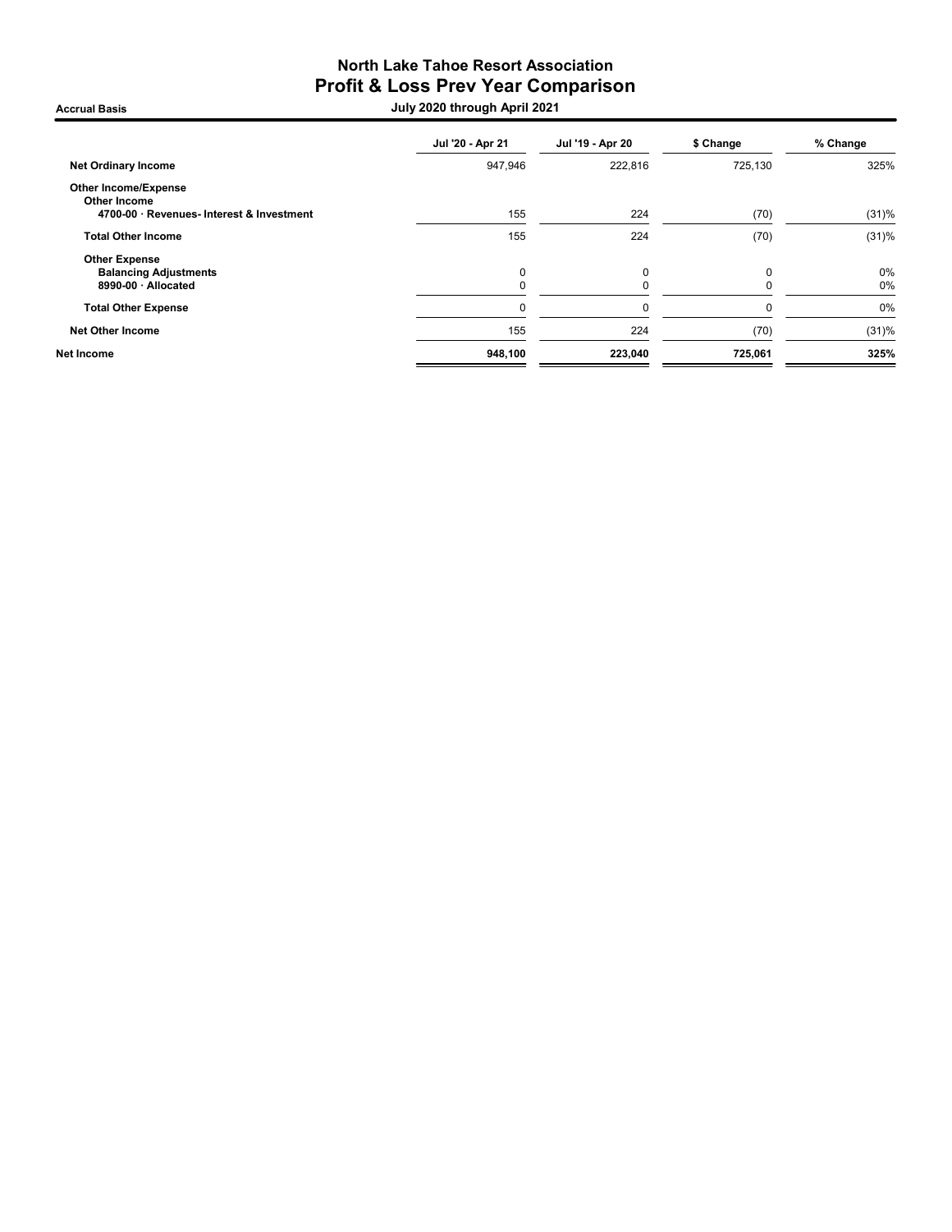# North Lake Tahoe Resort Association

## Profit & Loss Prev Year Comparison

**Accrual Basis** — **July 2020 through April 2021**

| | Jul '20 - Apr 21 | Jul '19 - Apr 20 | $ Change | % Change |
|---|---|---|---|---|
| **Net Ordinary Income** | 947,946 | 222,816 | 725,130 | 325% |
| **Other Income/Expense** | | | | |
| **Other Income** | | | | |
| **4700-00 · Revenues- Interest & Investment** | 155 | 224 | (70) | (31)% |
| **Total Other Income** | 155 | 224 | (70) | (31)% |
| **Other Expense** | | | | |
| **Balancing Adjustments** | 0 | 0 | 0 | 0% |
| **8990-00 · Allocated** | 0 | 0 | 0 | 0% |
| **Total Other Expense** | 0 | 0 | 0 | 0% |
| **Net Other Income** | 155 | 224 | (70) | (31)% |
| **Net Income** | **948,100** | **223,040** | **725,061** | **325%** |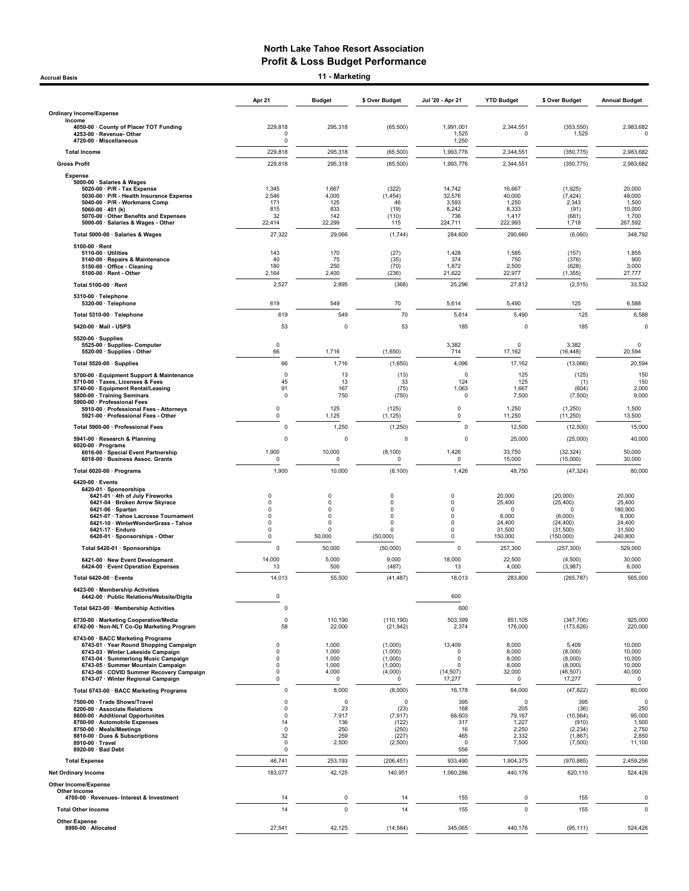# North Lake Tahoe Resort Association
## Profit & Loss Budget Performance
### 11 - Marketing

Accrual Basis

| | Apr 21 | Budget | $ Over Budget | Jul '20 - Apr 21 | YTD Budget | $ Over Budget | Annual Budget |
|---|---|---|---|---|---|---|---|
| **Ordinary Income/Expense** | | | | | | | |
| **Income** | | | | | | | |
| 4050-00 · County of Placer TOT Funding | 229,818 | 295,318 | (65,500) | 1,991,001 | 2,344,551 | (353,550) | 2,983,682 |
| 4253-00 · Revenue- Other | 0 | | | 1,525 | 0 | 1,525 | 0 |
| 4720-00 · Miscellaneous | 0 | | | 1,250 | | | |
| **Total Income** | 229,818 | 295,318 | (65,500) | 1,993,776 | 2,344,551 | (350,775) | 2,983,682 |
| **Gross Profit** | 229,818 | 295,318 | (65,500) | 1,993,776 | 2,344,551 | (350,775) | 2,983,682 |
| **Expense** | | | | | | | |
| 5000-00 · Salaries & Wages | | | | | | | |
| 5020-00 · P/R - Tax Expense | 1,345 | 1,667 | (322) | 14,742 | 16,667 | (1,925) | 20,000 |
| 5030-00 · P/R - Health Insurance Expense | 2,546 | 4,000 | (1,454) | 32,576 | 40,000 | (7,424) | 48,000 |
| 5040-00 · P/R - Workmans Comp | 171 | 125 | 46 | 3,593 | 1,250 | 2,343 | 1,500 |
| 5060-00 · 401 (k) | 815 | 833 | (19) | 8,242 | 8,333 | (91) | 10,000 |
| 5070-00 · Other Benefits and Expenses | 32 | 142 | (110) | 736 | 1,417 | (681) | 1,700 |
| 5000-00 · Salaries & Wages - Other | 22,414 | 22,299 | 115 | 224,711 | 222,993 | 1,718 | 267,592 |
| **Total 5000-00 · Salaries & Wages** | 27,322 | 29,066 | (1,744) | 284,600 | 290,660 | (6,060) | 348,792 |
| 5100-00 · Rent | | | | | | | |
| 5110-00 · Utilities | 143 | 170 | (27) | 1,428 | 1,585 | (157) | 1,855 |
| 5140-00 · Repairs & Maintenance | 40 | 75 | (35) | 374 | 750 | (376) | 900 |
| 5150-00 · Office - Cleaning | 180 | 250 | (70) | 1,872 | 2,500 | (628) | 3,000 |
| 5100-00 · Rent - Other | 2,164 | 2,400 | (236) | 21,622 | 22,977 | (1,355) | 27,777 |
| **Total 5100-00 · Rent** | 2,527 | 2,895 | (368) | 25,296 | 27,812 | (2,515) | 33,532 |
| 5310-00 · Telephone | | | | | | | |
| 5320-00 · Telephone | 619 | 549 | 70 | 5,614 | 5,490 | 125 | 6,588 |
| **Total 5310-00 · Telephone** | 619 | 549 | 70 | 5,614 | 5,490 | 125 | 6,588 |
| 5420-00 · Mail - USPS | 53 | 0 | 53 | 185 | 0 | 185 | 0 |
| 5520-00 · Supplies | | | | | | | |
| 5525-00 · Supplies- Computer | 0 | | | 3,382 | 0 | 3,382 | 0 |
| 5520-00 · Supplies - Other | 66 | 1,716 | (1,650) | 714 | 17,162 | (16,448) | 20,594 |
| **Total 5520-00 · Supplies** | 66 | 1,716 | (1,650) | 4,096 | 17,162 | (13,066) | 20,594 |
| 5700-00 · Equipment Support & Maintenance | 0 | 13 | (13) | 0 | 125 | (125) | 150 |
| 5710-00 · Taxes, Licenses & Fees | 45 | 13 | 33 | 124 | 125 | (1) | 150 |
| 5740-00 · Equipment Rental/Leasing | 91 | 167 | (75) | 1,063 | 1,667 | (604) | 2,000 |
| 5800-00 · Training Seminars | 0 | 750 | (750) | 0 | 7,500 | (7,500) | 9,000 |
| 5900-00 · Professional Fees | | | | | | | |
| 5910-00 · Professional Fees - Attorneys | 0 | 125 | (125) | 0 | 1,250 | (1,250) | 1,500 |
| 5921-00 · Professional Fees - Other | 0 | 1,125 | (1,125) | 0 | 11,250 | (11,250) | 13,500 |
| **Total 5900-00 · Professional Fees** | 0 | 1,250 | (1,250) | 0 | 12,500 | (12,500) | 15,000 |
| 5941-00 · Research & Planning | 0 | 0 | 0 | 0 | 25,000 | (25,000) | 40,000 |
| 6020-00 · Programs | | | | | | | |
| 6016-00 · Special Event Partnership | 1,900 | 10,000 | (8,100) | 1,426 | 33,750 | (32,324) | 50,000 |
| 6018-00 · Business Assoc. Grants | 0 | 0 | 0 | 0 | 15,000 | (15,000) | 30,000 |
| **Total 6020-00 · Programs** | 1,900 | 10,000 | (8,100) | 1,426 | 48,750 | (47,324) | 80,000 |
| 6420-00 · Events | | | | | | | |
| 6420-01 · Sponsorships | | | | | | | |
| 6421-01 · 4th of July Fireworks | 0 | 0 | 0 | 0 | 20,000 | (20,000) | 20,000 |
| 6421-04 · Broken Arrow Skyrace | 0 | 0 | 0 | 0 | 25,400 | (25,400) | 25,400 |
| 6421-06 · Spartan | 0 | 0 | 0 | 0 | 0 | 0 | 180,900 |
| 6421-07 · Tahoe Lacrosse Tournament | 0 | 0 | 0 | 0 | 6,000 | (6,000) | 6,000 |
| 6421-10 · WinterWonderGrass - Tahoe | 0 | 0 | 0 | 0 | 24,400 | (24,400) | 24,400 |
| 6421-17 · Enduro | 0 | 0 | 0 | 0 | 31,500 | (31,500) | 31,500 |
| 6420-01 · Sponsorships - Other | 0 | 50,000 | (50,000) | 0 | 150,000 | (150,000) | 240,800 |
| **Total 6420-01 · Sponsorships** | 0 | 50,000 | (50,000) | 0 | 257,300 | (257,300) | 529,000 |
| 6421-00 · New Event Development | 14,000 | 5,000 | 9,000 | 18,000 | 22,500 | (4,500) | 30,000 |
| 6424-00 · Event Operation Expenses | 13 | 500 | (487) | 13 | 4,000 | (3,987) | 6,000 |
| **Total 6420-00 · Events** | 14,013 | 55,500 | (41,487) | 18,013 | 283,800 | (265,787) | 565,000 |
| 6423-00 · Membership Activities | | | | | | | |
| 6442-00 · Public Relations/Website/Digita | 0 | | | 600 | | | |
| **Total 6423-00 · Membership Activities** | 0 | | | 600 | | | |
| 6730-00 · Marketing Cooperative/Media | 0 | 110,190 | (110,190) | 503,399 | 851,105 | (347,706) | 925,000 |
| 6742-00 · Non-NLT Co-Op Marketing Program | 58 | 22,000 | (21,942) | 2,374 | 176,000 | (173,626) | 220,000 |
| 6743-00 · BACC Marketing Programs | | | | | | | |
| 6743-01 · Year Round Shopping Campaign | 0 | 1,000 | (1,000) | 13,409 | 8,000 | 5,409 | 10,000 |
| 6743-03 · Winter Lakeside Campaign | 0 | 1,000 | (1,000) | 0 | 8,000 | (8,000) | 10,000 |
| 6743-04 · Summerlong Music Campaign | 0 | 1,000 | (1,000) | 0 | 8,000 | (8,000) | 10,000 |
| 6743-05 · Summer Mountain Campaign | 0 | 1,000 | (1,000) | 0 | 8,000 | (8,000) | 10,000 |
| 6743-06 · COVID Summer Recovery Campaign | 0 | 4,000 | (4,000) | (14,507) | 32,000 | (46,507) | 40,000 |
| 6743-07 · Winter Regional Campaign | 0 | 0 | 0 | 17,277 | 0 | 17,277 | 0 |
| **Total 6743-00 · BACC Marketing Programs** | 0 | 8,000 | (8,000) | 16,178 | 64,000 | (47,822) | 80,000 |
| 7500-00 · Trade Shows/Travel | 0 | 0 | 0 | 395 | 0 | 395 | 0 |
| 8200-00 · Associate Relations | 0 | 23 | (23) | 168 | 205 | (36) | 250 |
| 8600-00 · Additional Opportunites | 0 | 7,917 | (7,917) | 68,603 | 79,167 | (10,564) | 95,000 |
| 8700-00 · Automobile Expenses | 14 | 136 | (122) | 317 | 1,227 | (910) | 1,500 |
| 8750-00 · Meals/Meetings | 0 | 250 | (250) | 16 | 2,250 | (2,234) | 2,750 |
| 8810-00 · Dues & Subscriptions | 32 | 259 | (227) | 465 | 2,332 | (1,867) | 2,850 |
| 8910-00 · Travel | 0 | 2,500 | (2,500) | 0 | 7,500 | (7,500) | 11,100 |
| 8920-00 · Bad Debt | 0 | | | 556 | | | |
| **Total Expense** | 46,741 | 253,193 | (206,451) | 933,490 | 1,904,375 | (970,885) | 2,459,256 |
| **Net Ordinary Income** | 183,077 | 42,125 | 140,951 | 1,060,286 | 440,176 | 620,110 | 524,426 |
| **Other Income/Expense** | | | | | | | |
| **Other Income** | | | | | | | |
| 4700-00 · Revenues- Interest & Investment | 14 | 0 | 14 | 155 | 0 | 155 | 0 |
| **Total Other Income** | 14 | 0 | 14 | 155 | 0 | 155 | 0 |
| **Other Expense** | | | | | | | |
| 8990-00 · Allocated | 27,541 | 42,125 | (14,584) | 345,065 | 440,176 | (95,111) | 524,426 |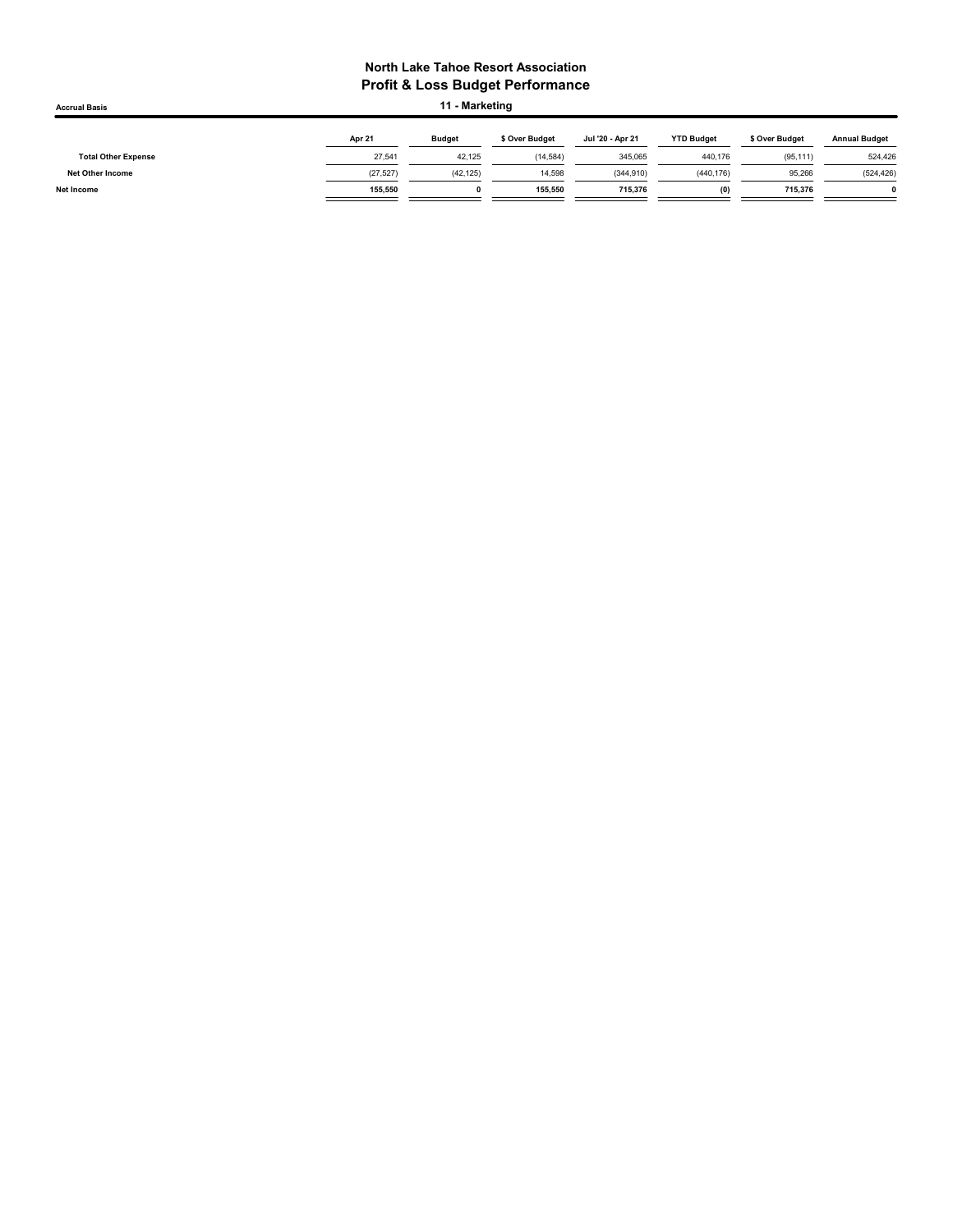# North Lake Tahoe Resort Association
## Profit & Loss Budget Performance

**Accrual Basis** — **11 - Marketing**

| | Apr 21 | Budget | $ Over Budget | Jul '20 - Apr 21 | YTD Budget | $ Over Budget | Annual Budget |
|---|---|---|---|---|---|---|---|
| **Total Other Expense** | 27,541 | 42,125 | (14,584) | 345,065 | 440,176 | (95,111) | 524,426 |
| **Net Other Income** | (27,527) | (42,125) | 14,598 | (344,910) | (440,176) | 95,266 | (524,426) |
| **Net Income** | **155,550** | **0** | **155,550** | **715,376** | **(0)** | **715,376** | **0** |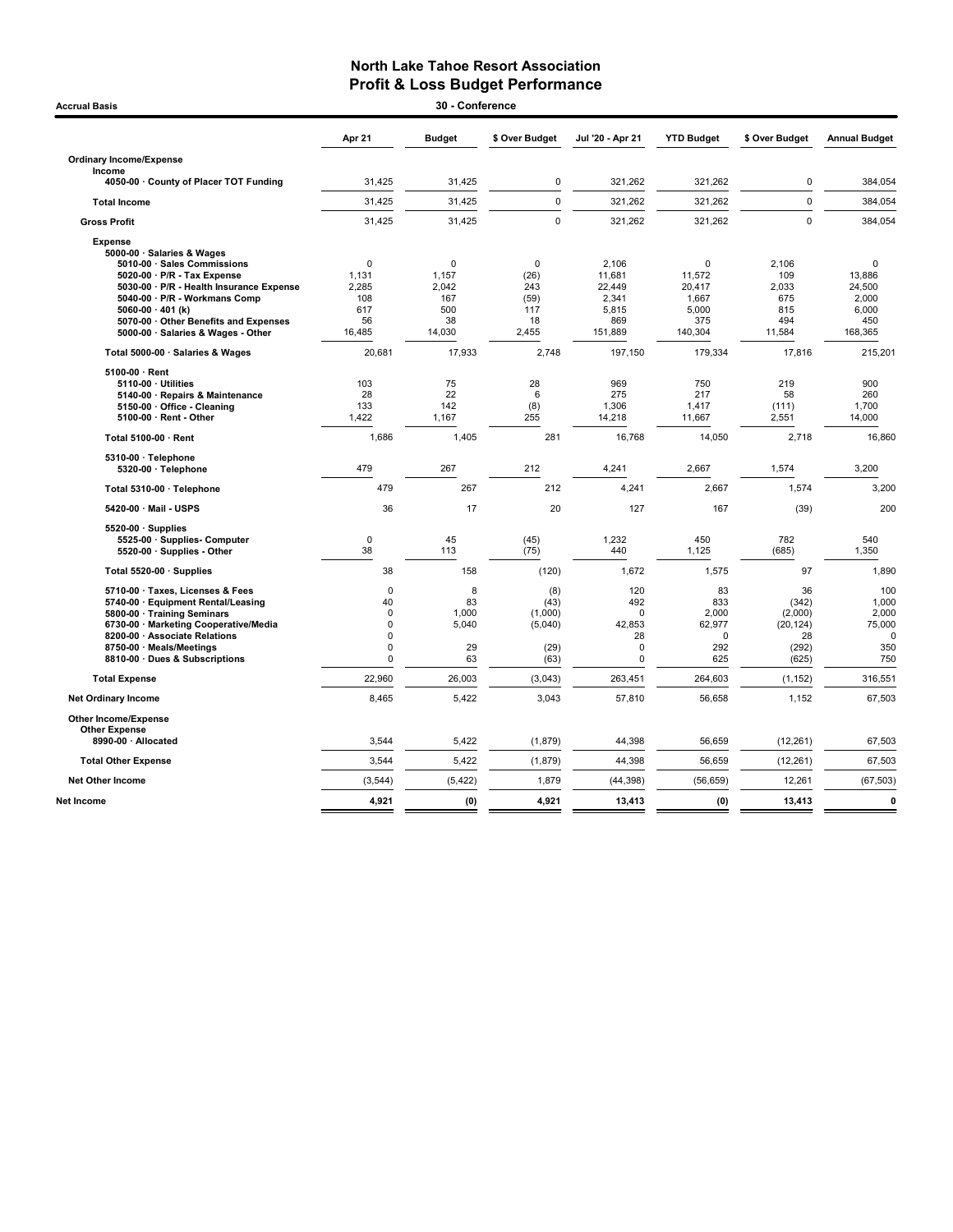# North Lake Tahoe Resort Association
## Profit & Loss Budget Performance

**Accrual Basis** — **30 - Conference**

| | Apr 21 | Budget | $ Over Budget | Jul '20 - Apr 21 | YTD Budget | $ Over Budget | Annual Budget |
|---|---|---|---|---|---|---|---|
| **Ordinary Income/Expense** | | | | | | | |
| **Income** | | | | | | | |
| 4050-00 · County of Placer TOT Funding | 31,425 | 31,425 | 0 | 321,262 | 321,262 | 0 | 384,054 |
| **Total Income** | 31,425 | 31,425 | 0 | 321,262 | 321,262 | 0 | 384,054 |
| **Gross Profit** | 31,425 | 31,425 | 0 | 321,262 | 321,262 | 0 | 384,054 |
| **Expense** | | | | | | | |
| 5000-00 · Salaries & Wages | | | | | | | |
| 5010-00 · Sales Commissions | 0 | 0 | 0 | 2,106 | 0 | 2,106 | 0 |
| 5020-00 · P/R - Tax Expense | 1,131 | 1,157 | (26) | 11,681 | 11,572 | 109 | 13,886 |
| 5030-00 · P/R - Health Insurance Expense | 2,285 | 2,042 | 243 | 22,449 | 20,417 | 2,033 | 24,500 |
| 5040-00 · P/R - Workmans Comp | 108 | 167 | (59) | 2,341 | 1,667 | 675 | 2,000 |
| 5060-00 · 401 (k) | 617 | 500 | 117 | 5,815 | 5,000 | 815 | 6,000 |
| 5070-00 · Other Benefits and Expenses | 56 | 38 | 18 | 869 | 375 | 494 | 450 |
| 5000-00 · Salaries & Wages - Other | 16,485 | 14,030 | 2,455 | 151,889 | 140,304 | 11,584 | 168,365 |
| **Total 5000-00 · Salaries & Wages** | 20,681 | 17,933 | 2,748 | 197,150 | 179,334 | 17,816 | 215,201 |
| 5100-00 · Rent | | | | | | | |
| 5110-00 · Utilities | 103 | 75 | 28 | 969 | 750 | 219 | 900 |
| 5140-00 · Repairs & Maintenance | 28 | 22 | 6 | 275 | 217 | 58 | 260 |
| 5150-00 · Office - Cleaning | 133 | 142 | (8) | 1,306 | 1,417 | (111) | 1,700 |
| 5100-00 · Rent - Other | 1,422 | 1,167 | 255 | 14,218 | 11,667 | 2,551 | 14,000 |
| **Total 5100-00 · Rent** | 1,686 | 1,405 | 281 | 16,768 | 14,050 | 2,718 | 16,860 |
| 5310-00 · Telephone | | | | | | | |
| 5320-00 · Telephone | 479 | 267 | 212 | 4,241 | 2,667 | 1,574 | 3,200 |
| **Total 5310-00 · Telephone** | 479 | 267 | 212 | 4,241 | 2,667 | 1,574 | 3,200 |
| 5420-00 · Mail - USPS | 36 | 17 | 20 | 127 | 167 | (39) | 200 |
| 5520-00 · Supplies | | | | | | | |
| 5525-00 · Supplies- Computer | 0 | 45 | (45) | 1,232 | 450 | 782 | 540 |
| 5520-00 · Supplies - Other | 38 | 113 | (75) | 440 | 1,125 | (685) | 1,350 |
| **Total 5520-00 · Supplies** | 38 | 158 | (120) | 1,672 | 1,575 | 97 | 1,890 |
| 5710-00 · Taxes, Licenses & Fees | 0 | 8 | (8) | 120 | 83 | 36 | 100 |
| 5740-00 · Equipment Rental/Leasing | 40 | 83 | (43) | 492 | 833 | (342) | 1,000 |
| 5800-00 · Training Seminars | 0 | 1,000 | (1,000) | 0 | 2,000 | (2,000) | 2,000 |
| 6730-00 · Marketing Cooperative/Media | 0 | 5,040 | (5,040) | 42,853 | 62,977 | (20,124) | 75,000 |
| 8200-00 · Associate Relations | 0 | | | 28 | 0 | 28 | 0 |
| 8750-00 · Meals/Meetings | 0 | 29 | (29) | 0 | 292 | (292) | 350 |
| 8810-00 · Dues & Subscriptions | 0 | 63 | (63) | 0 | 625 | (625) | 750 |
| **Total Expense** | 22,960 | 26,003 | (3,043) | 263,451 | 264,603 | (1,152) | 316,551 |
| **Net Ordinary Income** | 8,465 | 5,422 | 3,043 | 57,810 | 56,658 | 1,152 | 67,503 |
| **Other Income/Expense** | | | | | | | |
| **Other Expense** | | | | | | | |
| 8990-00 · Allocated | 3,544 | 5,422 | (1,879) | 44,398 | 56,659 | (12,261) | 67,503 |
| **Total Other Expense** | 3,544 | 5,422 | (1,879) | 44,398 | 56,659 | (12,261) | 67,503 |
| **Net Other Income** | (3,544) | (5,422) | 1,879 | (44,398) | (56,659) | 12,261 | (67,503) |
| **Net Income** | **4,921** | **(0)** | **4,921** | **13,413** | **(0)** | **13,413** | **0** |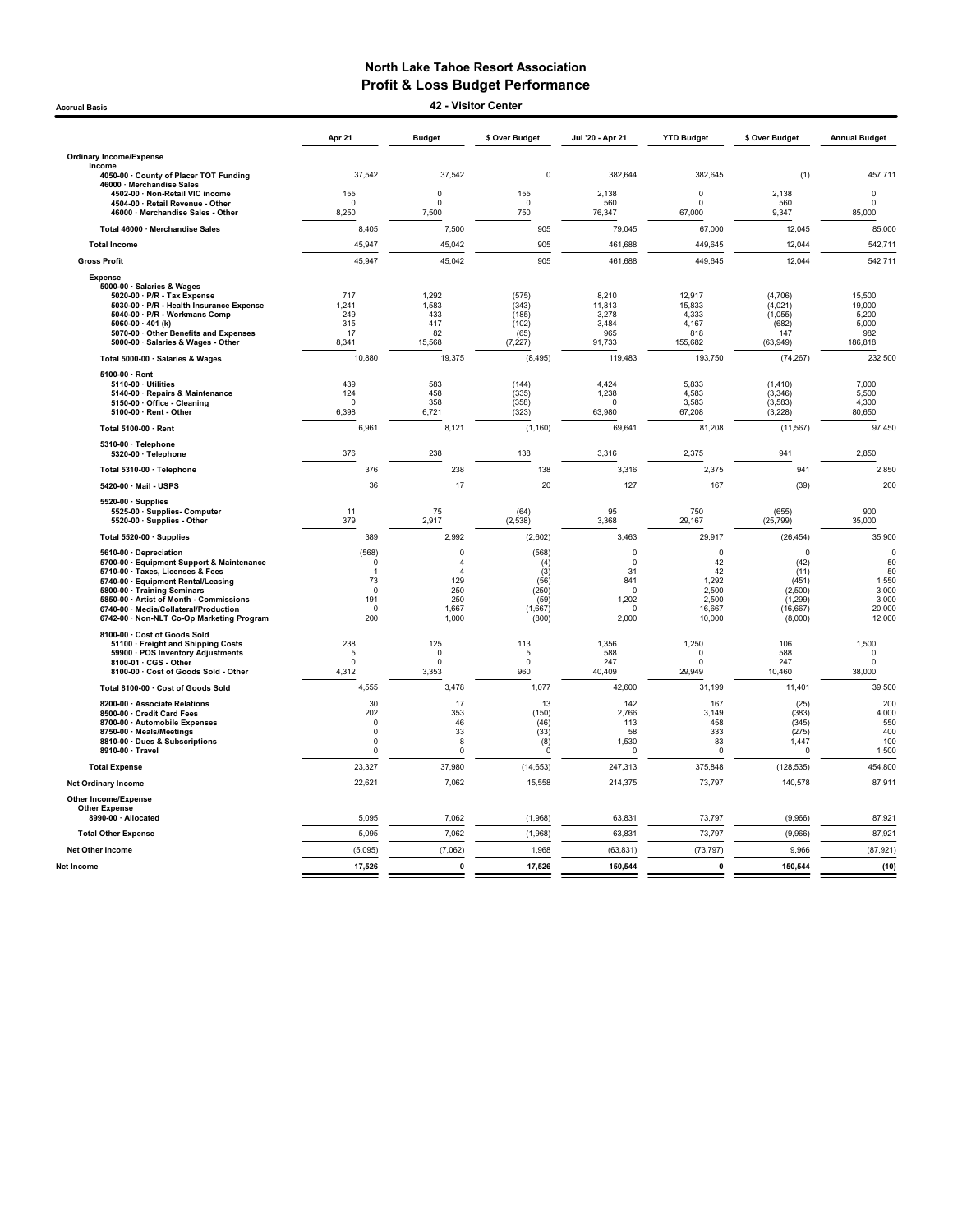# North Lake Tahoe Resort Association
## Profit & Loss Budget Performance
### 42 - Visitor Center

Accrual Basis

| | Apr 21 | Budget | $ Over Budget | Jul '20 - Apr 21 | YTD Budget | $ Over Budget | Annual Budget |
|---|---|---|---|---|---|---|---|
| **Ordinary Income/Expense** | | | | | | | |
| **Income** | | | | | | | |
| 4050-00 · County of Placer TOT Funding | 37,542 | 37,542 | 0 | 382,644 | 382,645 | (1) | 457,711 |
| 46000 · Merchandise Sales | | | | | | | |
| 4502-00 · Non-Retail VIC income | 155 | 0 | 155 | 2,138 | 0 | 2,138 | 0 |
| 4504-00 · Retail Revenue - Other | 0 | 0 | 0 | 560 | 0 | 560 | 0 |
| 46000 · Merchandise Sales - Other | 8,250 | 7,500 | 750 | 76,347 | 67,000 | 9,347 | 85,000 |
| Total 46000 · Merchandise Sales | 8,405 | 7,500 | 905 | 79,045 | 67,000 | 12,045 | 85,000 |
| **Total Income** | 45,947 | 45,042 | 905 | 461,688 | 449,645 | 12,044 | 542,711 |
| **Gross Profit** | 45,947 | 45,042 | 905 | 461,688 | 449,645 | 12,044 | 542,711 |
| **Expense** | | | | | | | |
| 5000-00 · Salaries & Wages | | | | | | | |
| 5020-00 · P/R - Tax Expense | 717 | 1,292 | (575) | 8,210 | 12,917 | (4,706) | 15,500 |
| 5030-00 · P/R - Health Insurance Expense | 1,241 | 1,583 | (343) | 11,813 | 15,833 | (4,021) | 19,000 |
| 5040-00 · P/R - Workmans Comp | 249 | 433 | (185) | 3,278 | 4,333 | (1,055) | 5,200 |
| 5060-00 · 401 (k) | 315 | 417 | (102) | 3,484 | 4,167 | (682) | 5,000 |
| 5070-00 · Other Benefits and Expenses | 17 | 82 | (65) | 965 | 818 | 147 | 982 |
| 5000-00 · Salaries & Wages - Other | 8,341 | 15,568 | (7,227) | 91,733 | 155,682 | (63,949) | 186,818 |
| Total 5000-00 · Salaries & Wages | 10,880 | 19,375 | (8,495) | 119,483 | 193,750 | (74,267) | 232,500 |
| 5100-00 · Rent | | | | | | | |
| 5110-00 · Utilities | 439 | 583 | (144) | 4,424 | 5,833 | (1,410) | 7,000 |
| 5140-00 · Repairs & Maintenance | 124 | 458 | (335) | 1,238 | 4,583 | (3,346) | 5,500 |
| 5150-00 · Office - Cleaning | 0 | 358 | (358) | 0 | 3,583 | (3,583) | 4,300 |
| 5100-00 · Rent - Other | 6,398 | 6,721 | (323) | 63,980 | 67,208 | (3,228) | 80,650 |
| Total 5100-00 · Rent | 6,961 | 8,121 | (1,160) | 69,641 | 81,208 | (11,567) | 97,450 |
| 5310-00 · Telephone | | | | | | | |
| 5320-00 · Telephone | 376 | 238 | 138 | 3,316 | 2,375 | 941 | 2,850 |
| Total 5310-00 · Telephone | 376 | 238 | 138 | 3,316 | 2,375 | 941 | 2,850 |
| 5420-00 · Mail - USPS | 36 | 17 | 20 | 127 | 167 | (39) | 200 |
| 5520-00 · Supplies | | | | | | | |
| 5525-00 · Supplies- Computer | 11 | 75 | (64) | 95 | 750 | (655) | 900 |
| 5520-00 · Supplies - Other | 379 | 2,917 | (2,538) | 3,368 | 29,167 | (25,799) | 35,000 |
| Total 5520-00 · Supplies | 389 | 2,992 | (2,602) | 3,463 | 29,917 | (26,454) | 35,900 |
| 5610-00 · Depreciation | (568) | 0 | (568) | 0 | 0 | 0 | 0 |
| 5700-00 · Equipment Support & Maintenance | 0 | 4 | (4) | 0 | 42 | (42) | 50 |
| 5710-00 · Taxes, Licenses & Fees | 1 | 4 | (3) | 31 | 42 | (11) | 50 |
| 5740-00 · Equipment Rental/Leasing | 73 | 129 | (56) | 841 | 1,292 | (451) | 1,550 |
| 5800-00 · Training Seminars | 0 | 250 | (250) | 0 | 2,500 | (2,500) | 3,000 |
| 5850-00 · Artist of Month - Commissions | 191 | 250 | (59) | 1,202 | 2,500 | (1,299) | 3,000 |
| 6740-00 · Media/Collateral/Production | 0 | 1,667 | (1,667) | 0 | 16,667 | (16,667) | 20,000 |
| 6742-00 · Non-NLT Co-Op Marketing Program | 200 | 1,000 | (800) | 2,000 | 10,000 | (8,000) | 12,000 |
| 8100-00 · Cost of Goods Sold | | | | | | | |
| 51100 · Freight and Shipping Costs | 238 | 125 | 113 | 1,356 | 1,250 | 106 | 1,500 |
| 59900 · POS Inventory Adjustments | 5 | 0 | 5 | 588 | 0 | 588 | 0 |
| 8100-01 · CGS - Other | 0 | 0 | 0 | 247 | 0 | 247 | 0 |
| 8100-00 · Cost of Goods Sold - Other | 4,312 | 3,353 | 960 | 40,409 | 29,949 | 10,460 | 38,000 |
| Total 8100-00 · Cost of Goods Sold | 4,555 | 3,478 | 1,077 | 42,600 | 31,199 | 11,401 | 39,500 |
| 8200-00 · Associate Relations | 30 | 17 | 13 | 142 | 167 | (25) | 200 |
| 8500-00 · Credit Card Fees | 202 | 353 | (150) | 2,766 | 3,149 | (383) | 4,000 |
| 8700-00 · Automobile Expenses | 0 | 46 | (46) | 113 | 458 | (345) | 550 |
| 8750-00 · Meals/Meetings | 0 | 33 | (33) | 58 | 333 | (275) | 400 |
| 8810-00 · Dues & Subscriptions | 0 | 8 | (8) | 1,530 | 83 | 1,447 | 100 |
| 8910-00 · Travel | 0 | 0 | 0 | 0 | 0 | 0 | 1,500 |
| **Total Expense** | 23,327 | 37,980 | (14,653) | 247,313 | 375,848 | (128,535) | 454,800 |
| **Net Ordinary Income** | 22,621 | 7,062 | 15,558 | 214,375 | 73,797 | 140,578 | 87,911 |
| **Other Income/Expense** | | | | | | | |
| **Other Expense** | | | | | | | |
| 8990-00 · Allocated | 5,095 | 7,062 | (1,968) | 63,831 | 73,797 | (9,966) | 87,921 |
| **Total Other Expense** | 5,095 | 7,062 | (1,968) | 63,831 | 73,797 | (9,966) | 87,921 |
| **Net Other Income** | (5,095) | (7,062) | 1,968 | (63,831) | (73,797) | 9,966 | (87,921) |
| **Net Income** | **17,526** | **0** | **17,526** | **150,544** | **0** | **150,544** | **(10)** |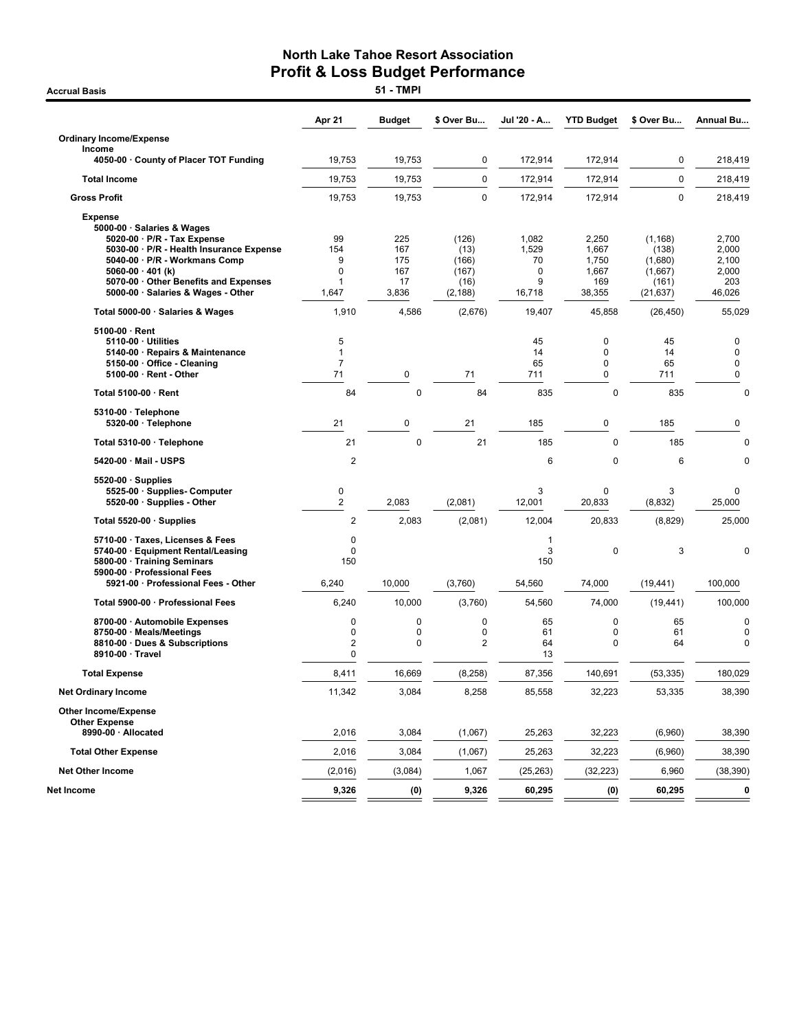# North Lake Tahoe Resort Association
## Profit & Loss Budget Performance

**Accrual Basis** — **51 - TMPI**

| | Apr 21 | Budget | $ Over Bu... | Jul '20 - A... | YTD Budget | $ Over Bu... | Annual Bu... |
|---|---|---|---|---|---|---|---|
| **Ordinary Income/Expense** | | | | | | | |
| **Income** | | | | | | | |
| 4050-00 · County of Placer TOT Funding | 19,753 | 19,753 | 0 | 172,914 | 172,914 | 0 | 218,419 |
| **Total Income** | 19,753 | 19,753 | 0 | 172,914 | 172,914 | 0 | 218,419 |
| **Gross Profit** | 19,753 | 19,753 | 0 | 172,914 | 172,914 | 0 | 218,419 |
| **Expense** | | | | | | | |
| 5000-00 · Salaries & Wages | | | | | | | |
| 5020-00 · P/R - Tax Expense | 99 | 225 | (126) | 1,082 | 2,250 | (1,168) | 2,700 |
| 5030-00 · P/R - Health Insurance Expense | 154 | 167 | (13) | 1,529 | 1,667 | (138) | 2,000 |
| 5040-00 · P/R - Workmans Comp | 9 | 175 | (166) | 70 | 1,750 | (1,680) | 2,100 |
| 5060-00 · 401 (k) | 0 | 167 | (167) | 0 | 1,667 | (1,667) | 2,000 |
| 5070-00 · Other Benefits and Expenses | 1 | 17 | (16) | 9 | 169 | (161) | 203 |
| 5000-00 · Salaries & Wages - Other | 1,647 | 3,836 | (2,188) | 16,718 | 38,355 | (21,637) | 46,026 |
| **Total 5000-00 · Salaries & Wages** | 1,910 | 4,586 | (2,676) | 19,407 | 45,858 | (26,450) | 55,029 |
| 5100-00 · Rent | | | | | | | |
| 5110-00 · Utilities | 5 | | | 45 | 0 | 45 | 0 |
| 5140-00 · Repairs & Maintenance | 1 | | | 14 | 0 | 14 | 0 |
| 5150-00 · Office - Cleaning | 7 | | | 65 | 0 | 65 | 0 |
| 5100-00 · Rent - Other | 71 | 0 | 71 | 711 | 0 | 711 | 0 |
| **Total 5100-00 · Rent** | 84 | 0 | 84 | 835 | 0 | 835 | 0 |
| 5310-00 · Telephone | | | | | | | |
| 5320-00 · Telephone | 21 | 0 | 21 | 185 | 0 | 185 | 0 |
| **Total 5310-00 · Telephone** | 21 | 0 | 21 | 185 | 0 | 185 | 0 |
| 5420-00 · Mail - USPS | 2 | | | 6 | 0 | 6 | 0 |
| 5520-00 · Supplies | | | | | | | |
| 5525-00 · Supplies- Computer | 0 | | | 3 | 0 | 3 | 0 |
| 5520-00 · Supplies - Other | 2 | 2,083 | (2,081) | 12,001 | 20,833 | (8,832) | 25,000 |
| **Total 5520-00 · Supplies** | 2 | 2,083 | (2,081) | 12,004 | 20,833 | (8,829) | 25,000 |
| 5710-00 · Taxes, Licenses & Fees | 0 | | | 1 | | | |
| 5740-00 · Equipment Rental/Leasing | 0 | | | 3 | 0 | 3 | 0 |
| 5800-00 · Training Seminars | 150 | | | 150 | | | |
| 5900-00 · Professional Fees | | | | | | | |
| 5921-00 · Professional Fees - Other | 6,240 | 10,000 | (3,760) | 54,560 | 74,000 | (19,441) | 100,000 |
| **Total 5900-00 · Professional Fees** | 6,240 | 10,000 | (3,760) | 54,560 | 74,000 | (19,441) | 100,000 |
| 8700-00 · Automobile Expenses | 0 | 0 | 0 | 65 | 0 | 65 | 0 |
| 8750-00 · Meals/Meetings | 0 | 0 | 0 | 61 | 0 | 61 | 0 |
| 8810-00 · Dues & Subscriptions | 2 | 0 | 2 | 64 | 0 | 64 | 0 |
| 8910-00 · Travel | 0 | | | 13 | | | |
| **Total Expense** | 8,411 | 16,669 | (8,258) | 87,356 | 140,691 | (53,335) | 180,029 |
| **Net Ordinary Income** | 11,342 | 3,084 | 8,258 | 85,558 | 32,223 | 53,335 | 38,390 |
| **Other Income/Expense** | | | | | | | |
| **Other Expense** | | | | | | | |
| 8990-00 · Allocated | 2,016 | 3,084 | (1,067) | 25,263 | 32,223 | (6,960) | 38,390 |
| **Total Other Expense** | 2,016 | 3,084 | (1,067) | 25,263 | 32,223 | (6,960) | 38,390 |
| **Net Other Income** | (2,016) | (3,084) | 1,067 | (25,263) | (32,223) | 6,960 | (38,390) |
| **Net Income** | **9,326** | **(0)** | **9,326** | **60,295** | **(0)** | **60,295** | **0** |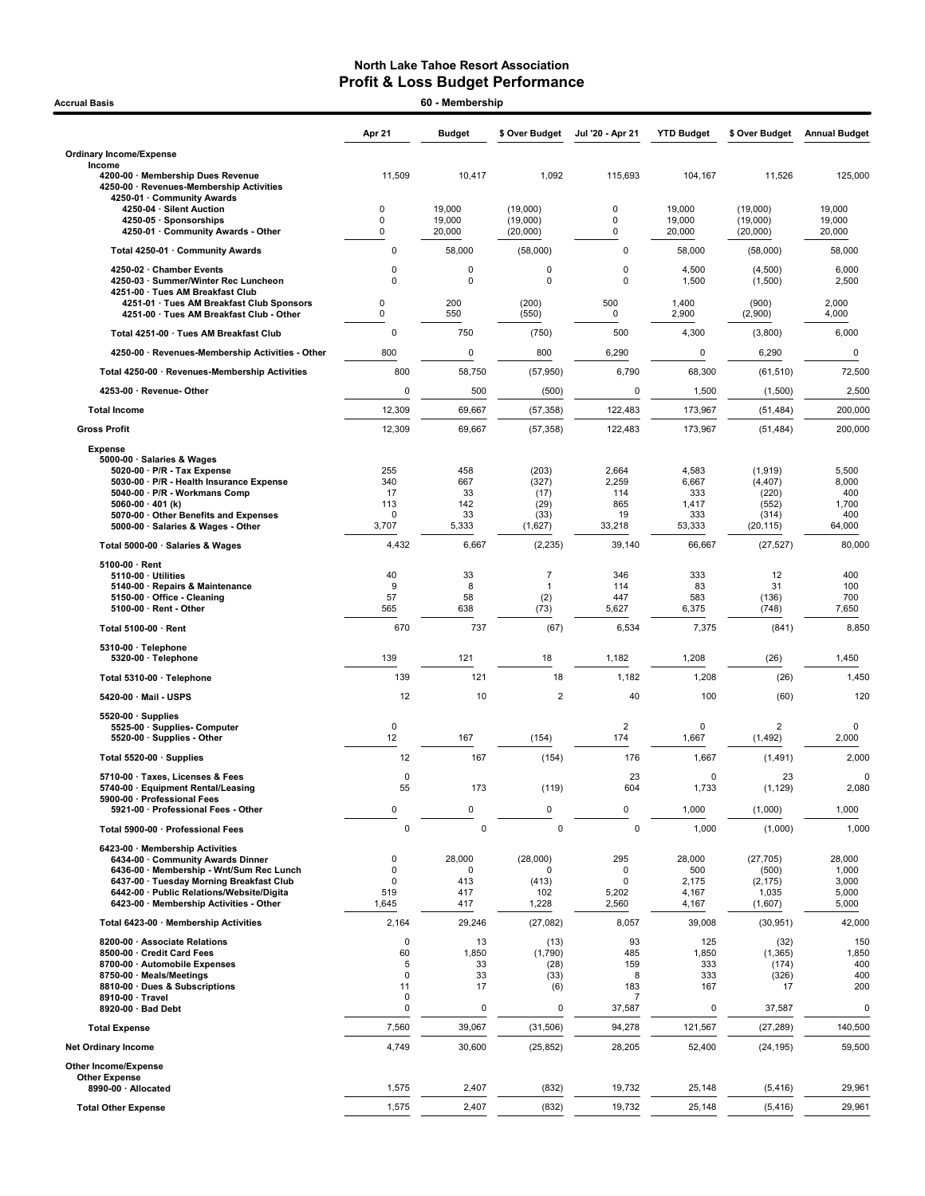# North Lake Tahoe Resort Association
## Profit & Loss Budget Performance

**Accrual Basis** — **60 - Membership**

| | Apr 21 | Budget | $ Over Budget | Jul '20 - Apr 21 | YTD Budget | $ Over Budget | Annual Budget |
|---|---|---|---|---|---|---|---|
| **Ordinary Income/Expense** | | | | | | | |
| **Income** | | | | | | | |
| 4200-00 · Membership Dues Revenue | 11,509 | 10,417 | 1,092 | 115,693 | 104,167 | 11,526 | 125,000 |
| 4250-00 · Revenues-Membership Activities | | | | | | | |
| 4250-01 · Community Awards | | | | | | | |
| 4250-04 · Silent Auction | 0 | 19,000 | (19,000) | 0 | 19,000 | (19,000) | 19,000 |
| 4250-05 · Sponsorships | 0 | 19,000 | (19,000) | 0 | 19,000 | (19,000) | 19,000 |
| 4250-01 · Community Awards - Other | 0 | 20,000 | (20,000) | 0 | 20,000 | (20,000) | 20,000 |
| Total 4250-01 · Community Awards | 0 | 58,000 | (58,000) | 0 | 58,000 | (58,000) | 58,000 |
| 4250-02 · Chamber Events | 0 | 0 | 0 | 0 | 4,500 | (4,500) | 6,000 |
| 4250-03 · Summer/Winter Rec Luncheon | 0 | 0 | 0 | 0 | 1,500 | (1,500) | 2,500 |
| 4251-00 · Tues AM Breakfast Club | | | | | | | |
| 4251-01 · Tues AM Breakfast Club Sponsors | 0 | 200 | (200) | 500 | 1,400 | (900) | 2,000 |
| 4251-00 · Tues AM Breakfast Club - Other | 0 | 550 | (550) | 0 | 2,900 | (2,900) | 4,000 |
| Total 4251-00 · Tues AM Breakfast Club | 0 | 750 | (750) | 500 | 4,300 | (3,800) | 6,000 |
| 4250-00 · Revenues-Membership Activities - Other | 800 | 0 | 800 | 6,290 | 0 | 6,290 | 0 |
| Total 4250-00 · Revenues-Membership Activities | 800 | 58,750 | (57,950) | 6,790 | 68,300 | (61,510) | 72,500 |
| 4253-00 · Revenue- Other | 0 | 500 | (500) | 0 | 1,500 | (1,500) | 2,500 |
| **Total Income** | 12,309 | 69,667 | (57,358) | 122,483 | 173,967 | (51,484) | 200,000 |
| **Gross Profit** | 12,309 | 69,667 | (57,358) | 122,483 | 173,967 | (51,484) | 200,000 |
| **Expense** | | | | | | | |
| 5000-00 · Salaries & Wages | | | | | | | |
| 5020-00 · P/R - Tax Expense | 255 | 458 | (203) | 2,664 | 4,583 | (1,919) | 5,500 |
| 5030-00 · P/R - Health Insurance Expense | 340 | 667 | (327) | 2,259 | 6,667 | (4,407) | 8,000 |
| 5040-00 · P/R - Workmans Comp | 17 | 33 | (17) | 114 | 333 | (220) | 400 |
| 5060-00 · 401 (k) | 113 | 142 | (29) | 865 | 1,417 | (552) | 1,700 |
| 5070-00 · Other Benefits and Expenses | 0 | 33 | (33) | 19 | 333 | (314) | 400 |
| 5000-00 · Salaries & Wages - Other | 3,707 | 5,333 | (1,627) | 33,218 | 53,333 | (20,115) | 64,000 |
| Total 5000-00 · Salaries & Wages | 4,432 | 6,667 | (2,235) | 39,140 | 66,667 | (27,527) | 80,000 |
| 5100-00 · Rent | | | | | | | |
| 5110-00 · Utilities | 40 | 33 | 7 | 346 | 333 | 12 | 400 |
| 5140-00 · Repairs & Maintenance | 9 | 8 | 1 | 114 | 83 | 31 | 100 |
| 5150-00 · Office - Cleaning | 57 | 58 | (2) | 447 | 583 | (136) | 700 |
| 5100-00 · Rent - Other | 565 | 638 | (73) | 5,627 | 6,375 | (748) | 7,650 |
| Total 5100-00 · Rent | 670 | 737 | (67) | 6,534 | 7,375 | (841) | 8,850 |
| 5310-00 · Telephone | | | | | | | |
| 5320-00 · Telephone | 139 | 121 | 18 | 1,182 | 1,208 | (26) | 1,450 |
| Total 5310-00 · Telephone | 139 | 121 | 18 | 1,182 | 1,208 | (26) | 1,450 |
| 5420-00 · Mail - USPS | 12 | 10 | 2 | 40 | 100 | (60) | 120 |
| 5520-00 · Supplies | | | | | | | |
| 5525-00 · Supplies- Computer | 0 | | | 2 | 0 | 2 | 0 |
| 5520-00 · Supplies - Other | 12 | 167 | (154) | 174 | 1,667 | (1,492) | 2,000 |
| Total 5520-00 · Supplies | 12 | 167 | (154) | 176 | 1,667 | (1,491) | 2,000 |
| 5710-00 · Taxes, Licenses & Fees | 0 | | | 23 | 0 | 23 | 0 |
| 5740-00 · Equipment Rental/Leasing | 55 | 173 | (119) | 604 | 1,733 | (1,129) | 2,080 |
| 5900-00 · Professional Fees | | | | | | | |
| 5921-00 · Professional Fees - Other | 0 | 0 | 0 | 0 | 1,000 | (1,000) | 1,000 |
| Total 5900-00 · Professional Fees | 0 | 0 | 0 | 0 | 1,000 | (1,000) | 1,000 |
| 6423-00 · Membership Activities | | | | | | | |
| 6434-00 · Community Awards Dinner | 0 | 28,000 | (28,000) | 295 | 28,000 | (27,705) | 28,000 |
| 6436-00 · Membership - Wnt/Sum Rec Lunch | 0 | 0 | 0 | 0 | 500 | (500) | 1,000 |
| 6437-00 · Tuesday Morning Breakfast Club | 0 | 413 | (413) | 0 | 2,175 | (2,175) | 3,000 |
| 6442-00 · Public Relations/Website/Digita | 519 | 417 | 102 | 5,202 | 4,167 | 1,035 | 5,000 |
| 6423-00 · Membership Activities - Other | 1,645 | 417 | 1,228 | 2,560 | 4,167 | (1,607) | 5,000 |
| Total 6423-00 · Membership Activities | 2,164 | 29,246 | (27,082) | 8,057 | 39,008 | (30,951) | 42,000 |
| 8200-00 · Associate Relations | 0 | 13 | (13) | 93 | 125 | (32) | 150 |
| 8500-00 · Credit Card Fees | 60 | 1,850 | (1,790) | 485 | 1,850 | (1,365) | 1,850 |
| 8700-00 · Automobile Expenses | 5 | 33 | (28) | 159 | 333 | (174) | 400 |
| 8750-00 · Meals/Meetings | 0 | 33 | (33) | 8 | 333 | (326) | 400 |
| 8810-00 · Dues & Subscriptions | 11 | 17 | (6) | 183 | 167 | 17 | 200 |
| 8910-00 · Travel | 0 | | | 7 | | | |
| 8920-00 · Bad Debt | 0 | 0 | 0 | 37,587 | 0 | 37,587 | 0 |
| **Total Expense** | 7,560 | 39,067 | (31,506) | 94,278 | 121,567 | (27,289) | 140,500 |
| **Net Ordinary Income** | 4,749 | 30,600 | (25,852) | 28,205 | 52,400 | (24,195) | 59,500 |
| **Other Income/Expense** | | | | | | | |
| **Other Expense** | | | | | | | |
| 8990-00 · Allocated | 1,575 | 2,407 | (832) | 19,732 | 25,148 | (5,416) | 29,961 |
| **Total Other Expense** | 1,575 | 2,407 | (832) | 19,732 | 25,148 | (5,416) | 29,961 |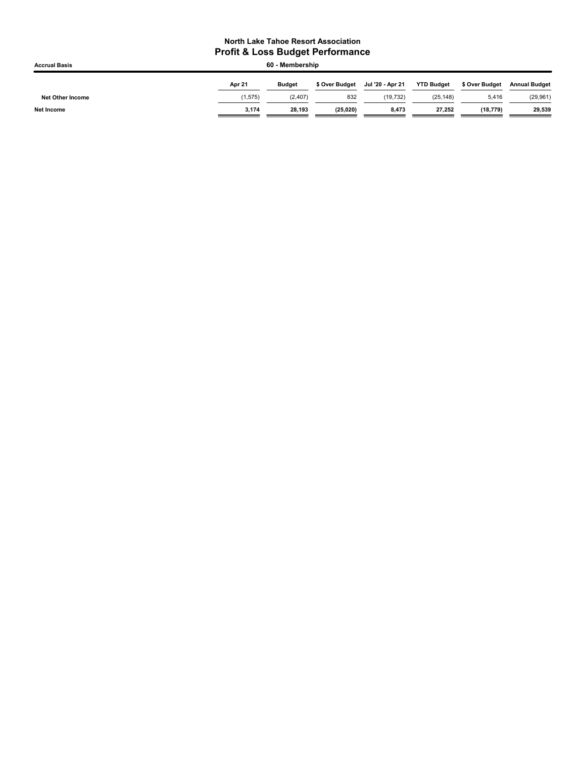**North Lake Tahoe Resort Association**
## Profit & Loss Budget Performance

**Accrual Basis** — **60 - Membership**

| | Apr 21 | Budget | $ Over Budget | Jul '20 - Apr 21 | YTD Budget | $ Over Budget | Annual Budget |
|---|---|---|---|---|---|---|---|
| **Net Other Income** | (1,575) | (2,407) | 832 | (19,732) | (25,148) | 5,416 | (29,961) |
| **Net Income** | **3,174** | **28,193** | **(25,020)** | **8,473** | **27,252** | **(18,779)** | **29,539** |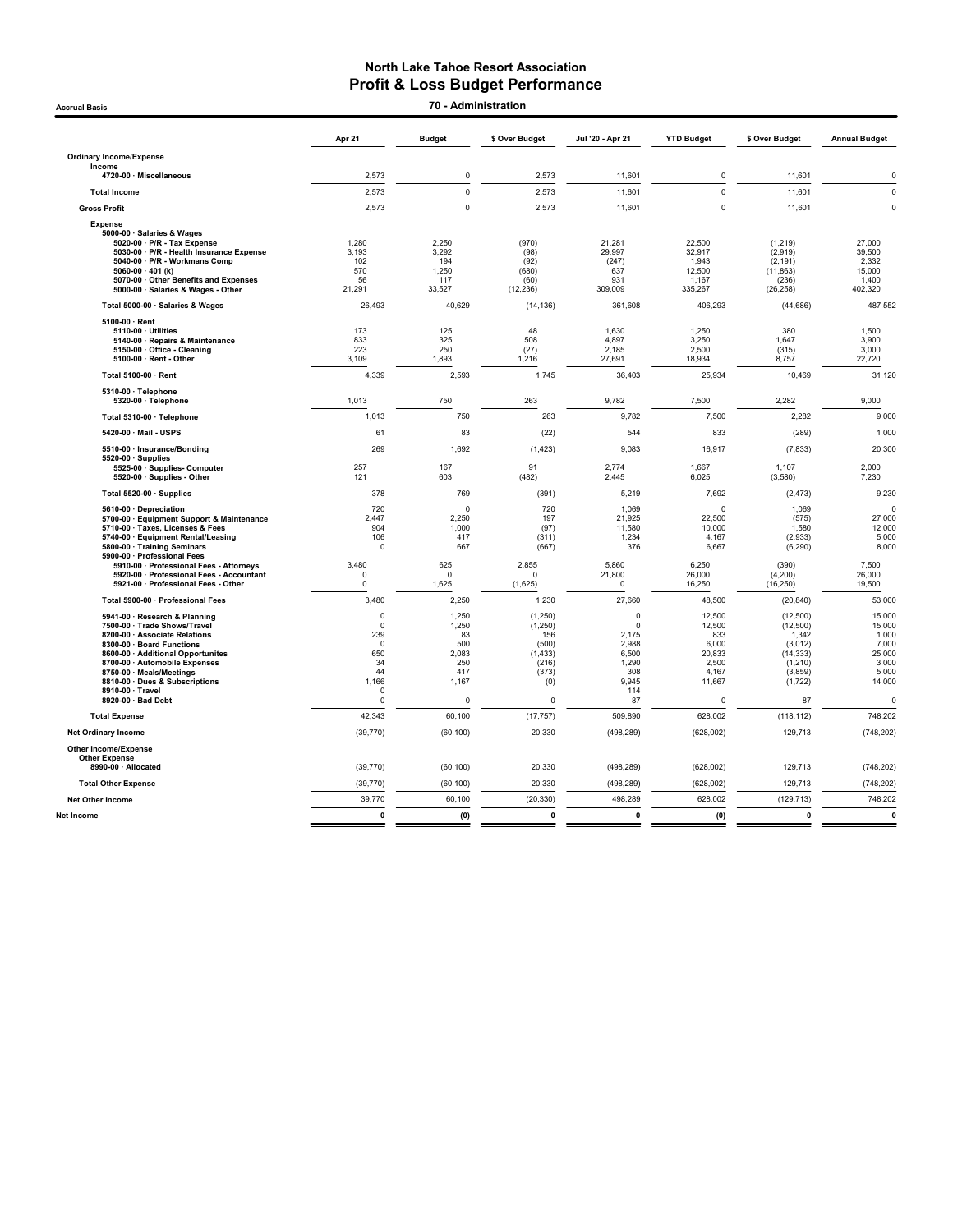# North Lake Tahoe Resort Association
## Profit & Loss Budget Performance

Accrual Basis

### 70 - Administration

| | Apr 21 | Budget | $ Over Budget | Jul '20 - Apr 21 | YTD Budget | $ Over Budget | Annual Budget |
|---|---|---|---|---|---|---|---|
| **Ordinary Income/Expense** | | | | | | | |
| **Income** | | | | | | | |
| 4720-00 · Miscellaneous | 2,573 | 0 | 2,573 | 11,601 | 0 | 11,601 | 0 |
| **Total Income** | 2,573 | 0 | 2,573 | 11,601 | 0 | 11,601 | 0 |
| **Gross Profit** | 2,573 | 0 | 2,573 | 11,601 | 0 | 11,601 | 0 |
| **Expense** | | | | | | | |
| 5000-00 · Salaries & Wages | | | | | | | |
| 5020-00 · P/R - Tax Expense | 1,280 | 2,250 | (970) | 21,281 | 22,500 | (1,219) | 27,000 |
| 5030-00 · P/R - Health Insurance Expense | 3,193 | 3,292 | (98) | 29,997 | 32,917 | (2,919) | 39,500 |
| 5040-00 · P/R - Workmans Comp | 102 | 194 | (92) | (247) | 1,943 | (2,191) | 2,332 |
| 5060-00 · 401 (k) | 570 | 1,250 | (680) | 637 | 12,500 | (11,863) | 15,000 |
| 5070-00 · Other Benefits and Expenses | 56 | 117 | (60) | 931 | 1,167 | (236) | 1,400 |
| 5000-00 · Salaries & Wages - Other | 21,291 | 33,527 | (12,236) | 309,009 | 335,267 | (26,258) | 402,320 |
| **Total 5000-00 · Salaries & Wages** | 26,493 | 40,629 | (14,136) | 361,608 | 406,293 | (44,686) | 487,552 |
| 5100-00 · Rent | | | | | | | |
| 5110-00 · Utilities | 173 | 125 | 48 | 1,630 | 1,250 | 380 | 1,500 |
| 5140-00 · Repairs & Maintenance | 833 | 325 | 508 | 4,897 | 3,250 | 1,647 | 3,900 |
| 5150-00 · Office - Cleaning | 223 | 250 | (27) | 2,185 | 2,500 | (315) | 3,000 |
| 5100-00 · Rent - Other | 3,109 | 1,893 | 1,216 | 27,691 | 18,934 | 8,757 | 22,720 |
| **Total 5100-00 · Rent** | 4,339 | 2,593 | 1,745 | 36,403 | 25,934 | 10,469 | 31,120 |
| 5310-00 · Telephone | | | | | | | |
| 5320-00 · Telephone | 1,013 | 750 | 263 | 9,782 | 7,500 | 2,282 | 9,000 |
| **Total 5310-00 · Telephone** | 1,013 | 750 | 263 | 9,782 | 7,500 | 2,282 | 9,000 |
| 5420-00 · Mail - USPS | 61 | 83 | (22) | 544 | 833 | (289) | 1,000 |
| 5510-00 · Insurance/Bonding | 269 | 1,692 | (1,423) | 9,083 | 16,917 | (7,833) | 20,300 |
| 5520-00 · Supplies | | | | | | | |
| 5525-00 · Supplies- Computer | 257 | 167 | 91 | 2,774 | 1,667 | 1,107 | 2,000 |
| 5520-00 · Supplies - Other | 121 | 603 | (482) | 2,445 | 6,025 | (3,580) | 7,230 |
| **Total 5520-00 · Supplies** | 378 | 769 | (391) | 5,219 | 7,692 | (2,473) | 9,230 |
| 5610-00 · Depreciation | 720 | 0 | 720 | 1,069 | 0 | 1,069 | 0 |
| 5700-00 · Equipment Support & Maintenance | 2,447 | 2,250 | 197 | 21,925 | 22,500 | (575) | 27,000 |
| 5710-00 · Taxes, Licenses & Fees | 904 | 1,000 | (97) | 11,580 | 10,000 | 1,580 | 12,000 |
| 5740-00 · Equipment Rental/Leasing | 106 | 417 | (311) | 1,234 | 4,167 | (2,933) | 5,000 |
| 5800-00 · Training Seminars | 0 | 667 | (667) | 376 | 6,667 | (6,290) | 8,000 |
| 5900-00 · Professional Fees | | | | | | | |
| 5910-00 · Professional Fees - Attorneys | 3,480 | 625 | 2,855 | 5,860 | 6,250 | (390) | 7,500 |
| 5920-00 · Professional Fees - Accountant | 0 | 0 | 0 | 21,800 | 26,000 | (4,200) | 26,000 |
| 5921-00 · Professional Fees - Other | 0 | 1,625 | (1,625) | 0 | 16,250 | (16,250) | 19,500 |
| **Total 5900-00 · Professional Fees** | 3,480 | 2,250 | 1,230 | 27,660 | 48,500 | (20,840) | 53,000 |
| 5941-00 · Research & Planning | 0 | 1,250 | (1,250) | 0 | 12,500 | (12,500) | 15,000 |
| 7500-00 · Trade Shows/Travel | 0 | 1,250 | (1,250) | 0 | 12,500 | (12,500) | 15,000 |
| 8200-00 · Associate Relations | 239 | 83 | 156 | 2,175 | 833 | 1,342 | 1,000 |
| 8300-00 · Board Functions | 0 | 500 | (500) | 2,988 | 6,000 | (3,012) | 7,000 |
| 8600-00 · Additional Opportunites | 650 | 2,083 | (1,433) | 6,500 | 20,833 | (14,333) | 25,000 |
| 8700-00 · Automobile Expenses | 34 | 250 | (216) | 1,290 | 2,500 | (1,210) | 3,000 |
| 8750-00 · Meals/Meetings | 44 | 417 | (373) | 308 | 4,167 | (3,859) | 5,000 |
| 8810-00 · Dues & Subscriptions | 1,166 | 1,167 | (0) | 9,945 | 11,667 | (1,722) | 14,000 |
| 8910-00 · Travel | 0 | | | 114 | | | |
| 8920-00 · Bad Debt | 0 | 0 | 0 | 87 | 0 | 87 | 0 |
| **Total Expense** | 42,343 | 60,100 | (17,757) | 509,890 | 628,002 | (118,112) | 748,202 |
| **Net Ordinary Income** | (39,770) | (60,100) | 20,330 | (498,289) | (628,002) | 129,713 | (748,202) |
| **Other Income/Expense** | | | | | | | |
| **Other Expense** | | | | | | | |
| 8990-00 · Allocated | (39,770) | (60,100) | 20,330 | (498,289) | (628,002) | 129,713 | (748,202) |
| **Total Other Expense** | (39,770) | (60,100) | 20,330 | (498,289) | (628,002) | 129,713 | (748,202) |
| **Net Other Income** | 39,770 | 60,100 | (20,330) | 498,289 | 628,002 | (129,713) | 748,202 |
| **Net Income** | 0 | (0) | 0 | 0 | (0) | 0 | 0 |